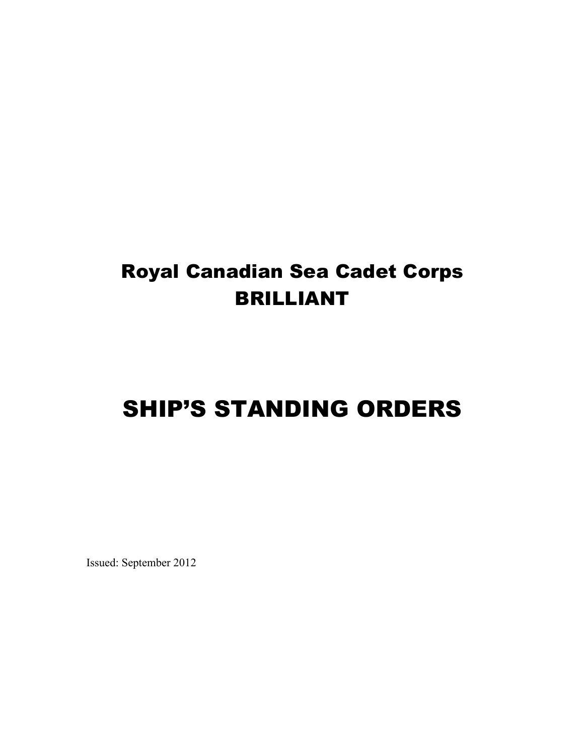# Royal Canadian Sea Cadet Corps
# BRILLIANT

# SHIP'S STANDING ORDERS

Issued: September 2012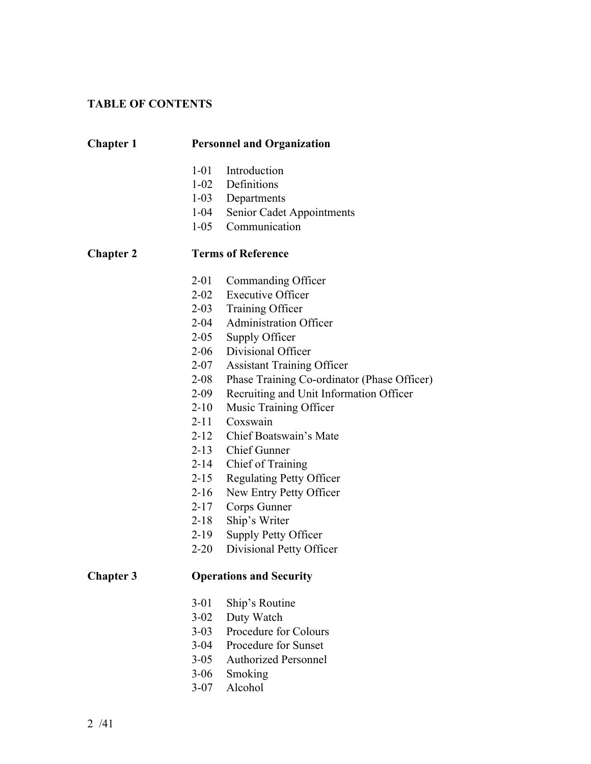# TABLE OF CONTENTS

## Chapter 1 Personnel and Organization

- 1-01 Introduction
- 1-02 Definitions
- 1-03 Departments
- 1-04 Senior Cadet Appointments
- 1-05 Communication

## Chapter 2 Terms of Reference

- 2-01 Commanding Officer
- 2-02 Executive Officer
- 2-03 Training Officer
- 2-04 Administration Officer
- 2-05 Supply Officer
- 2-06 Divisional Officer
- 2-07 Assistant Training Officer
- 2-08 Phase Training Co-ordinator (Phase Officer)
- 2-09 Recruiting and Unit Information Officer
- 2-10 Music Training Officer
- 2-11 Coxswain
- 2-12 Chief Boatswain's Mate
- 2-13 Chief Gunner
- 2-14 Chief of Training
- 2-15 Regulating Petty Officer
- 2-16 New Entry Petty Officer
- 2-17 Corps Gunner
- 2-18 Ship's Writer
- 2-19 Supply Petty Officer
- 2-20 Divisional Petty Officer

## Chapter 3 Operations and Security

- 3-01 Ship's Routine
- 3-02 Duty Watch
- 3-03 Procedure for Colours
- 3-04 Procedure for Sunset
- 3-05 Authorized Personnel
- 3-06 Smoking
- 3-07 Alcohol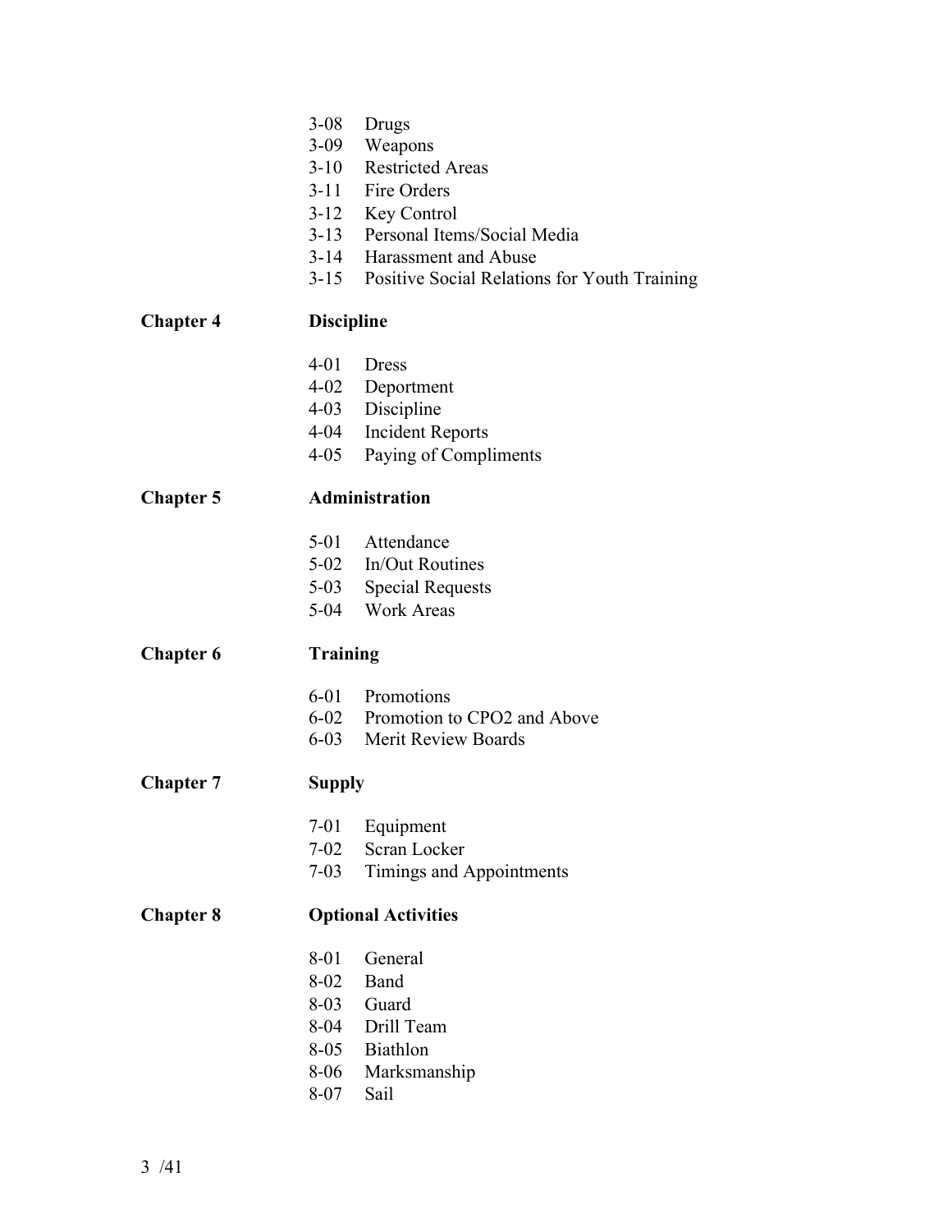3-08 Drugs
3-09 Weapons
3-10 Restricted Areas
3-11 Fire Orders
3-12 Key Control
3-13 Personal Items/Social Media
3-14 Harassment and Abuse
3-15 Positive Social Relations for Youth Training

**Chapter 4** **Discipline**

4-01 Dress
4-02 Deportment
4-03 Discipline
4-04 Incident Reports
4-05 Paying of Compliments

**Chapter 5** **Administration**

5-01 Attendance
5-02 In/Out Routines
5-03 Special Requests
5-04 Work Areas

**Chapter 6** **Training**

6-01 Promotions
6-02 Promotion to CPO2 and Above
6-03 Merit Review Boards

**Chapter 7** **Supply**

7-01 Equipment
7-02 Scran Locker
7-03 Timings and Appointments

**Chapter 8** **Optional Activities**

8-01 General
8-02 Band
8-03 Guard
8-04 Drill Team
8-05 Biathlon
8-06 Marksmanship
8-07 Sail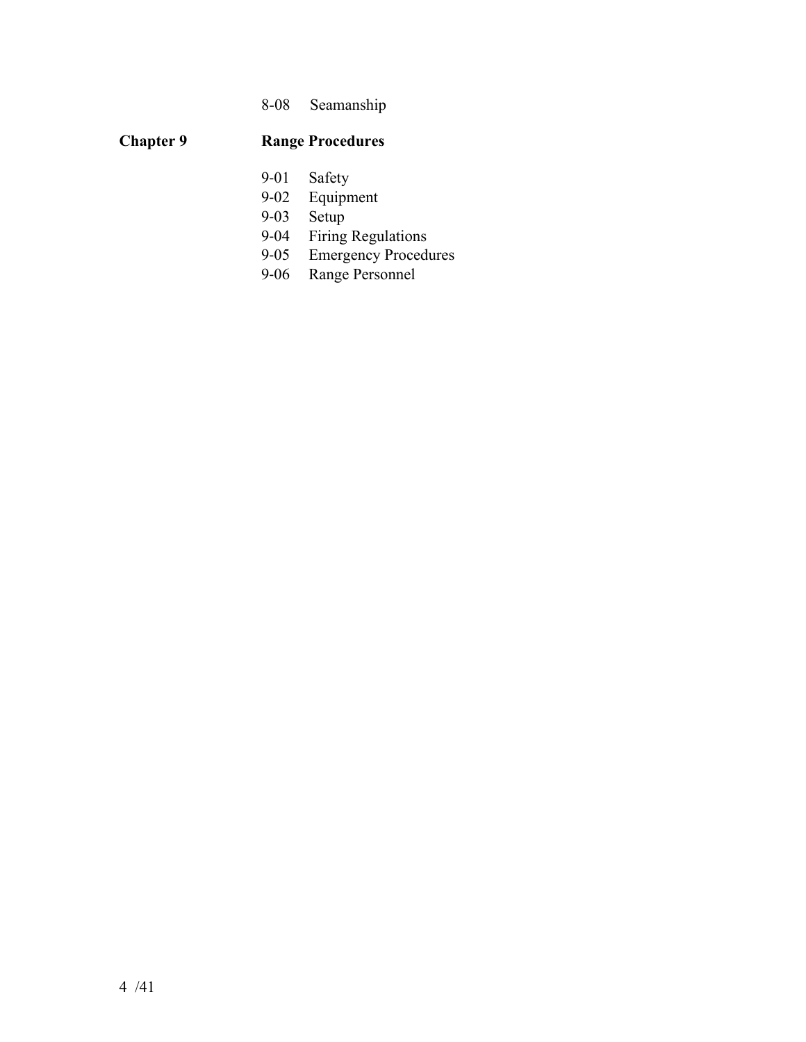8-08 Seamanship

**Chapter 9** **Range Procedures**

9-01 Safety
9-02 Equipment
9-03 Setup
9-04 Firing Regulations
9-05 Emergency Procedures
9-06 Range Personnel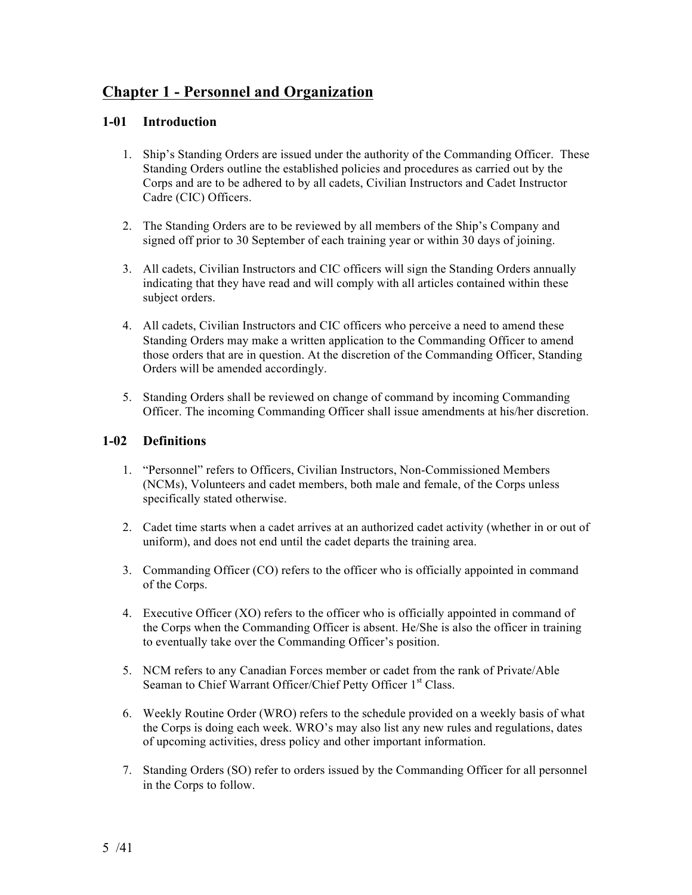# Chapter 1 - Personnel and Organization

## 1-01 Introduction

1. Ship's Standing Orders are issued under the authority of the Commanding Officer. These Standing Orders outline the established policies and procedures as carried out by the Corps and are to be adhered to by all cadets, Civilian Instructors and Cadet Instructor Cadre (CIC) Officers.

2. The Standing Orders are to be reviewed by all members of the Ship's Company and signed off prior to 30 September of each training year or within 30 days of joining.

3. All cadets, Civilian Instructors and CIC officers will sign the Standing Orders annually indicating that they have read and will comply with all articles contained within these subject orders.

4. All cadets, Civilian Instructors and CIC officers who perceive a need to amend these Standing Orders may make a written application to the Commanding Officer to amend those orders that are in question. At the discretion of the Commanding Officer, Standing Orders will be amended accordingly.

5. Standing Orders shall be reviewed on change of command by incoming Commanding Officer. The incoming Commanding Officer shall issue amendments at his/her discretion.

## 1-02 Definitions

1. "Personnel" refers to Officers, Civilian Instructors, Non-Commissioned Members (NCMs), Volunteers and cadet members, both male and female, of the Corps unless specifically stated otherwise.

2. Cadet time starts when a cadet arrives at an authorized cadet activity (whether in or out of uniform), and does not end until the cadet departs the training area.

3. Commanding Officer (CO) refers to the officer who is officially appointed in command of the Corps.

4. Executive Officer (XO) refers to the officer who is officially appointed in command of the Corps when the Commanding Officer is absent. He/She is also the officer in training to eventually take over the Commanding Officer's position.

5. NCM refers to any Canadian Forces member or cadet from the rank of Private/Able Seaman to Chief Warrant Officer/Chief Petty Officer 1st Class.

6. Weekly Routine Order (WRO) refers to the schedule provided on a weekly basis of what the Corps is doing each week. WRO's may also list any new rules and regulations, dates of upcoming activities, dress policy and other important information.

7. Standing Orders (SO) refer to orders issued by the Commanding Officer for all personnel in the Corps to follow.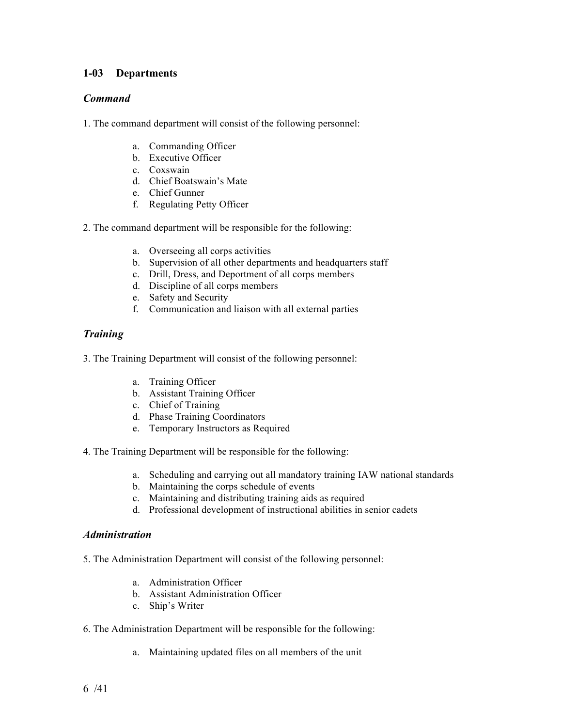## 1-03 Departments

### *Command*

1. The command department will consist of the following personnel:

   a. Commanding Officer
   b. Executive Officer
   c. Coxswain
   d. Chief Boatswain's Mate
   e. Chief Gunner
   f. Regulating Petty Officer

2. The command department will be responsible for the following:

   a. Overseeing all corps activities
   b. Supervision of all other departments and headquarters staff
   c. Drill, Dress, and Deportment of all corps members
   d. Discipline of all corps members
   e. Safety and Security
   f. Communication and liaison with all external parties

### *Training*

3. The Training Department will consist of the following personnel:

   a. Training Officer
   b. Assistant Training Officer
   c. Chief of Training
   d. Phase Training Coordinators
   e. Temporary Instructors as Required

4. The Training Department will be responsible for the following:

   a. Scheduling and carrying out all mandatory training IAW national standards
   b. Maintaining the corps schedule of events
   c. Maintaining and distributing training aids as required
   d. Professional development of instructional abilities in senior cadets

### *Administration*

5. The Administration Department will consist of the following personnel:

   a. Administration Officer
   b. Assistant Administration Officer
   c. Ship's Writer

6. The Administration Department will be responsible for the following:

   a. Maintaining updated files on all members of the unit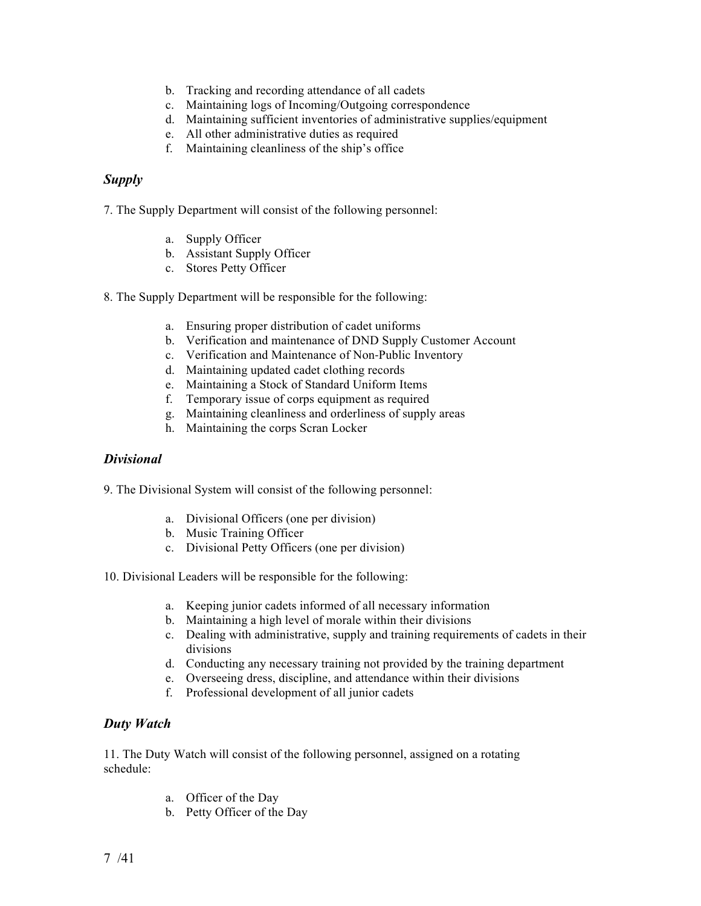b. Tracking and recording attendance of all cadets
c. Maintaining logs of Incoming/Outgoing correspondence
d. Maintaining sufficient inventories of administrative supplies/equipment
e. All other administrative duties as required
f. Maintaining cleanliness of the ship's office

### *Supply*

7. The Supply Department will consist of the following personnel:

a. Supply Officer
b. Assistant Supply Officer
c. Stores Petty Officer

8. The Supply Department will be responsible for the following:

a. Ensuring proper distribution of cadet uniforms
b. Verification and maintenance of DND Supply Customer Account
c. Verification and Maintenance of Non-Public Inventory
d. Maintaining updated cadet clothing records
e. Maintaining a Stock of Standard Uniform Items
f. Temporary issue of corps equipment as required
g. Maintaining cleanliness and orderliness of supply areas
h. Maintaining the corps Scran Locker

### *Divisional*

9. The Divisional System will consist of the following personnel:

a. Divisional Officers (one per division)
b. Music Training Officer
c. Divisional Petty Officers (one per division)

10. Divisional Leaders will be responsible for the following:

a. Keeping junior cadets informed of all necessary information
b. Maintaining a high level of morale within their divisions
c. Dealing with administrative, supply and training requirements of cadets in their divisions
d. Conducting any necessary training not provided by the training department
e. Overseeing dress, discipline, and attendance within their divisions
f. Professional development of all junior cadets

### *Duty Watch*

11. The Duty Watch will consist of the following personnel, assigned on a rotating schedule:

a. Officer of the Day
b. Petty Officer of the Day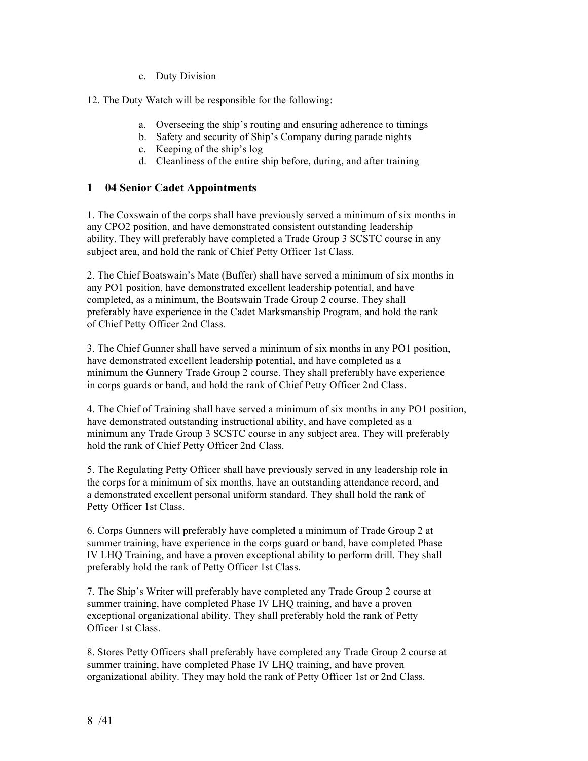c. Duty Division

12. The Duty Watch will be responsible for the following:

a. Overseeing the ship's routing and ensuring adherence to timings
b. Safety and security of Ship's Company during parade nights
c. Keeping of the ship's log
d. Cleanliness of the entire ship before, during, and after training

## 1 04 Senior Cadet Appointments

1. The Coxswain of the corps shall have previously served a minimum of six months in any CPO2 position, and have demonstrated consistent outstanding leadership ability. They will preferably have completed a Trade Group 3 SCSTC course in any subject area, and hold the rank of Chief Petty Officer 1st Class.

2. The Chief Boatswain's Mate (Buffer) shall have served a minimum of six months in any PO1 position, have demonstrated excellent leadership potential, and have completed, as a minimum, the Boatswain Trade Group 2 course. They shall preferably have experience in the Cadet Marksmanship Program, and hold the rank of Chief Petty Officer 2nd Class.

3. The Chief Gunner shall have served a minimum of six months in any PO1 position, have demonstrated excellent leadership potential, and have completed as a minimum the Gunnery Trade Group 2 course. They shall preferably have experience in corps guards or band, and hold the rank of Chief Petty Officer 2nd Class.

4. The Chief of Training shall have served a minimum of six months in any PO1 position, have demonstrated outstanding instructional ability, and have completed as a minimum any Trade Group 3 SCSTC course in any subject area. They will preferably hold the rank of Chief Petty Officer 2nd Class.

5. The Regulating Petty Officer shall have previously served in any leadership role in the corps for a minimum of six months, have an outstanding attendance record, and a demonstrated excellent personal uniform standard. They shall hold the rank of Petty Officer 1st Class.

6. Corps Gunners will preferably have completed a minimum of Trade Group 2 at summer training, have experience in the corps guard or band, have completed Phase IV LHQ Training, and have a proven exceptional ability to perform drill. They shall preferably hold the rank of Petty Officer 1st Class.

7. The Ship's Writer will preferably have completed any Trade Group 2 course at summer training, have completed Phase IV LHQ training, and have a proven exceptional organizational ability. They shall preferably hold the rank of Petty Officer 1st Class.

8. Stores Petty Officers shall preferably have completed any Trade Group 2 course at summer training, have completed Phase IV LHQ training, and have proven organizational ability. They may hold the rank of Petty Officer 1st or 2nd Class.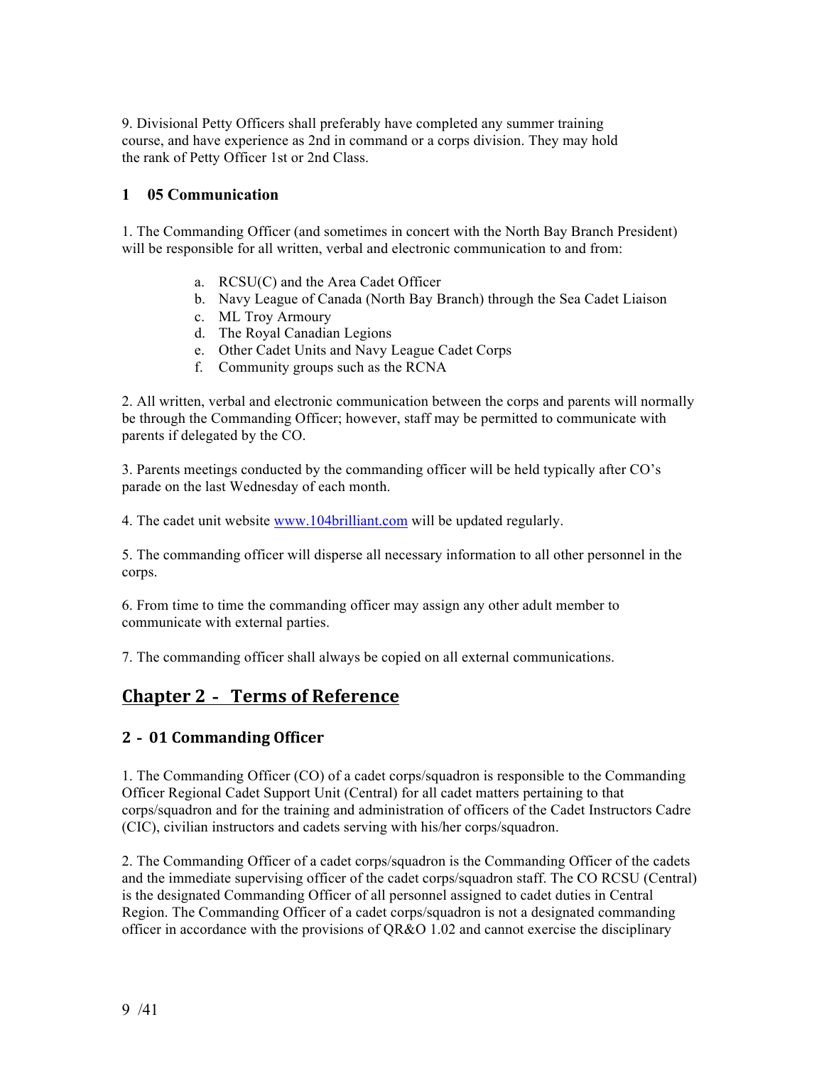9. Divisional Petty Officers shall preferably have completed any summer training course, and have experience as 2nd in command or a corps division. They may hold the rank of Petty Officer 1st or 2nd Class.

### 1 05 Communication

1. The Commanding Officer (and sometimes in concert with the North Bay Branch President) will be responsible for all written, verbal and electronic communication to and from:

   a. RCSU(C) and the Area Cadet Officer
   b. Navy League of Canada (North Bay Branch) through the Sea Cadet Liaison
   c. ML Troy Armoury
   d. The Royal Canadian Legions
   e. Other Cadet Units and Navy League Cadet Corps
   f. Community groups such as the RCNA

2. All written, verbal and electronic communication between the corps and parents will normally be through the Commanding Officer; however, staff may be permitted to communicate with parents if delegated by the CO.

3. Parents meetings conducted by the commanding officer will be held typically after CO's parade on the last Wednesday of each month.

4. The cadet unit website [www.104brilliant.com](http://www.104brilliant.com) will be updated regularly.

5. The commanding officer will disperse all necessary information to all other personnel in the corps.

6. From time to time the commanding officer may assign any other adult member to communicate with external parties.

7. The commanding officer shall always be copied on all external communications.

## Chapter 2 - Terms of Reference

### 2 - 01 Commanding Officer

1. The Commanding Officer (CO) of a cadet corps/squadron is responsible to the Commanding Officer Regional Cadet Support Unit (Central) for all cadet matters pertaining to that corps/squadron and for the training and administration of officers of the Cadet Instructors Cadre (CIC), civilian instructors and cadets serving with his/her corps/squadron.

2. The Commanding Officer of a cadet corps/squadron is the Commanding Officer of the cadets and the immediate supervising officer of the cadet corps/squadron staff. The CO RCSU (Central) is the designated Commanding Officer of all personnel assigned to cadet duties in Central Region. The Commanding Officer of a cadet corps/squadron is not a designated commanding officer in accordance with the provisions of QR&O 1.02 and cannot exercise the disciplinary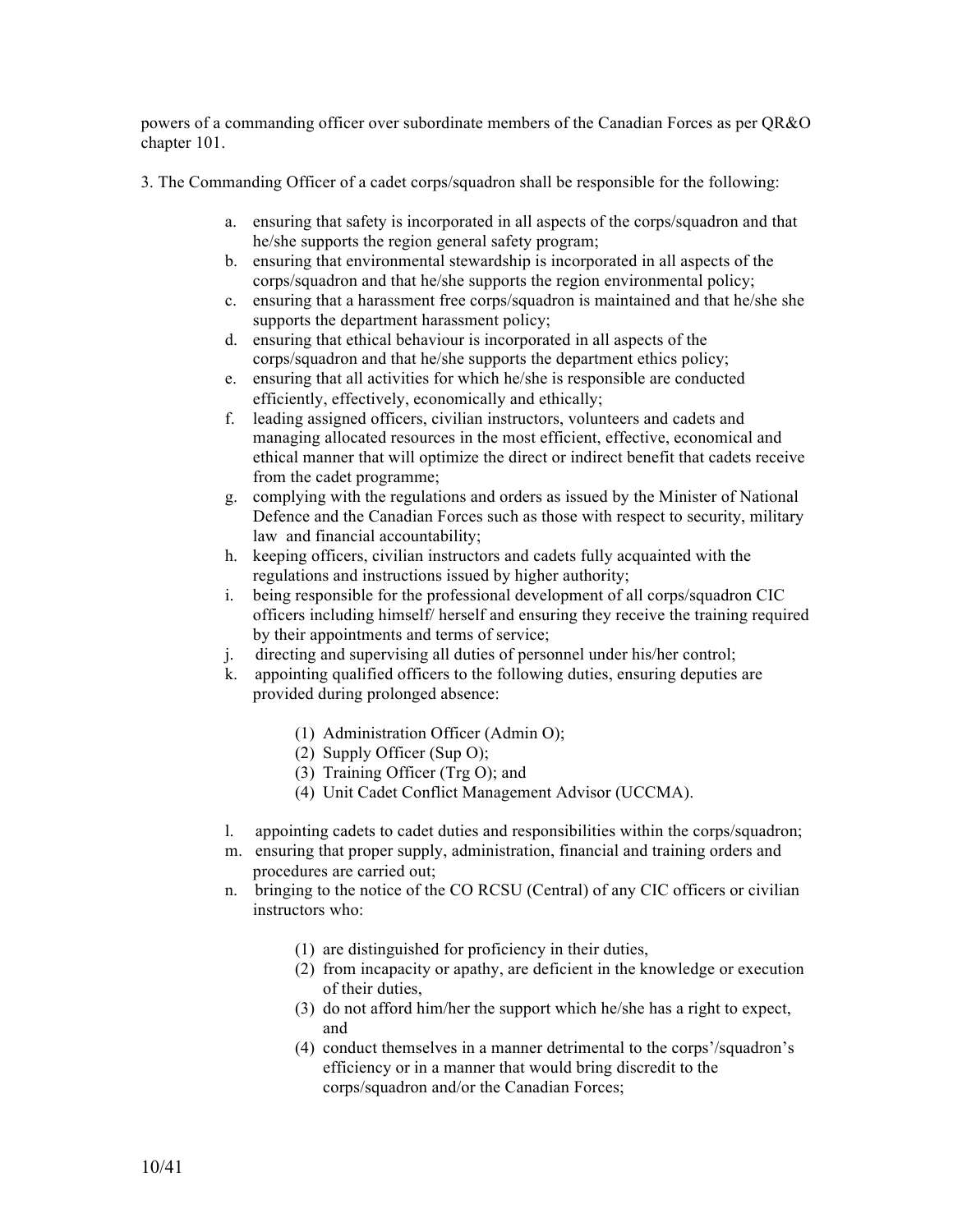powers of a commanding officer over subordinate members of the Canadian Forces as per QR&O chapter 101.

3. The Commanding Officer of a cadet corps/squadron shall be responsible for the following:

a. ensuring that safety is incorporated in all aspects of the corps/squadron and that he/she supports the region general safety program;
b. ensuring that environmental stewardship is incorporated in all aspects of the corps/squadron and that he/she supports the region environmental policy;
c. ensuring that a harassment free corps/squadron is maintained and that he/she she supports the department harassment policy;
d. ensuring that ethical behaviour is incorporated in all aspects of the corps/squadron and that he/she supports the department ethics policy;
e. ensuring that all activities for which he/she is responsible are conducted efficiently, effectively, economically and ethically;
f. leading assigned officers, civilian instructors, volunteers and cadets and managing allocated resources in the most efficient, effective, economical and ethical manner that will optimize the direct or indirect benefit that cadets receive from the cadet programme;
g. complying with the regulations and orders as issued by the Minister of National Defence and the Canadian Forces such as those with respect to security, military law and financial accountability;
h. keeping officers, civilian instructors and cadets fully acquainted with the regulations and instructions issued by higher authority;
i. being responsible for the professional development of all corps/squadron CIC officers including himself/ herself and ensuring they receive the training required by their appointments and terms of service;
j. directing and supervising all duties of personnel under his/her control;
k. appointing qualified officers to the following duties, ensuring deputies are provided during prolonged absence:

    (1) Administration Officer (Admin O);
    (2) Supply Officer (Sup O);
    (3) Training Officer (Trg O); and
    (4) Unit Cadet Conflict Management Advisor (UCCMA).

l. appointing cadets to cadet duties and responsibilities within the corps/squadron;
m. ensuring that proper supply, administration, financial and training orders and procedures are carried out;
n. bringing to the notice of the CO RCSU (Central) of any CIC officers or civilian instructors who:

    (1) are distinguished for proficiency in their duties,
    (2) from incapacity or apathy, are deficient in the knowledge or execution of their duties,
    (3) do not afford him/her the support which he/she has a right to expect, and
    (4) conduct themselves in a manner detrimental to the corps'/squadron's efficiency or in a manner that would bring discredit to the corps/squadron and/or the Canadian Forces;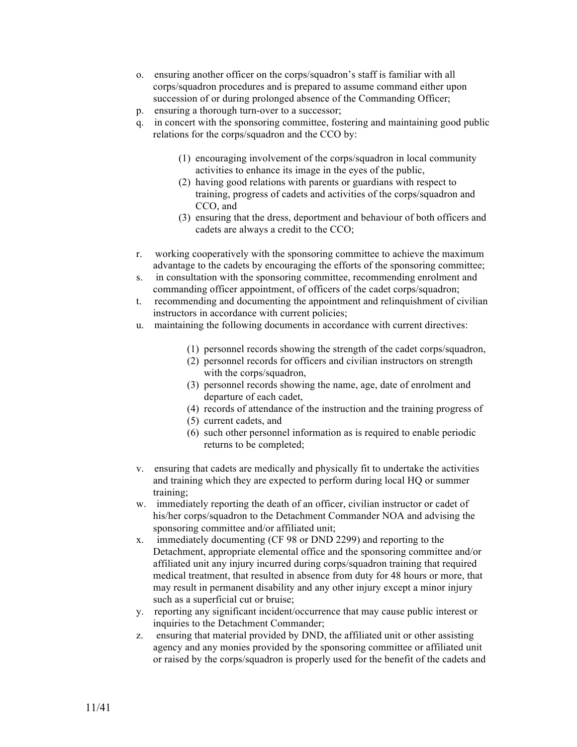o. ensuring another officer on the corps/squadron's staff is familiar with all corps/squadron procedures and is prepared to assume command either upon succession of or during prolonged absence of the Commanding Officer;

p. ensuring a thorough turn-over to a successor;

q. in concert with the sponsoring committee, fostering and maintaining good public relations for the corps/squadron and the CCO by:

   (1) encouraging involvement of the corps/squadron in local community activities to enhance its image in the eyes of the public,
   (2) having good relations with parents or guardians with respect to training, progress of cadets and activities of the corps/squadron and CCO, and
   (3) ensuring that the dress, deportment and behaviour of both officers and cadets are always a credit to the CCO;

r. working cooperatively with the sponsoring committee to achieve the maximum advantage to the cadets by encouraging the efforts of the sponsoring committee;

s. in consultation with the sponsoring committee, recommending enrolment and commanding officer appointment, of officers of the cadet corps/squadron;

t. recommending and documenting the appointment and relinquishment of civilian instructors in accordance with current policies;

u. maintaining the following documents in accordance with current directives:

   (1) personnel records showing the strength of the cadet corps/squadron,
   (2) personnel records for officers and civilian instructors on strength with the corps/squadron,
   (3) personnel records showing the name, age, date of enrolment and departure of each cadet,
   (4) records of attendance of the instruction and the training progress of
   (5) current cadets, and
   (6) such other personnel information as is required to enable periodic returns to be completed;

v. ensuring that cadets are medically and physically fit to undertake the activities and training which they are expected to perform during local HQ or summer training;

w. immediately reporting the death of an officer, civilian instructor or cadet of his/her corps/squadron to the Detachment Commander NOA and advising the sponsoring committee and/or affiliated unit;

x. immediately documenting (CF 98 or DND 2299) and reporting to the Detachment, appropriate elemental office and the sponsoring committee and/or affiliated unit any injury incurred during corps/squadron training that required medical treatment, that resulted in absence from duty for 48 hours or more, that may result in permanent disability and any other injury except a minor injury such as a superficial cut or bruise;

y. reporting any significant incident/occurrence that may cause public interest or inquiries to the Detachment Commander;

z. ensuring that material provided by DND, the affiliated unit or other assisting agency and any monies provided by the sponsoring committee or affiliated unit or raised by the corps/squadron is properly used for the benefit of the cadets and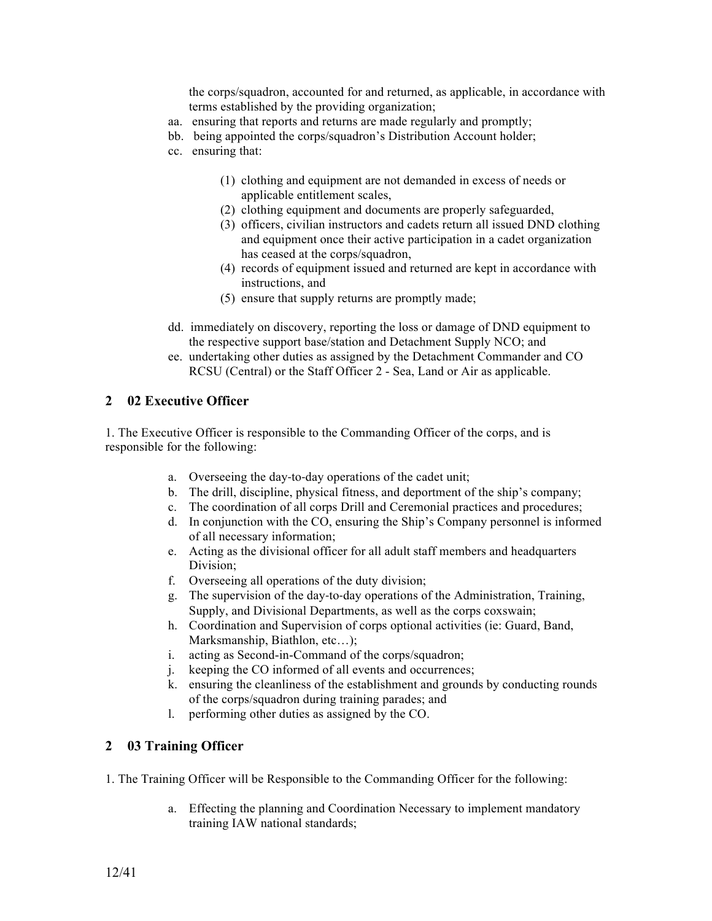the corps/squadron, accounted for and returned, as applicable, in accordance with terms established by the providing organization;

aa. ensuring that reports and returns are made regularly and promptly;

bb. being appointed the corps/squadron's Distribution Account holder;

cc. ensuring that:

  (1) clothing and equipment are not demanded in excess of needs or applicable entitlement scales,
  (2) clothing equipment and documents are properly safeguarded,
  (3) officers, civilian instructors and cadets return all issued DND clothing and equipment once their active participation in a cadet organization has ceased at the corps/squadron,
  (4) records of equipment issued and returned are kept in accordance with instructions, and
  (5) ensure that supply returns are promptly made;

dd. immediately on discovery, reporting the loss or damage of DND equipment to the respective support base/station and Detachment Supply NCO; and

ee. undertaking other duties as assigned by the Detachment Commander and CO RCSU (Central) or the Staff Officer 2 - Sea, Land or Air as applicable.

## 2 02 Executive Officer

1. The Executive Officer is responsible to the Commanding Officer of the corps, and is responsible for the following:

   a. Overseeing the day-to-day operations of the cadet unit;
   b. The drill, discipline, physical fitness, and deportment of the ship's company;
   c. The coordination of all corps Drill and Ceremonial practices and procedures;
   d. In conjunction with the CO, ensuring the Ship's Company personnel is informed of all necessary information;
   e. Acting as the divisional officer for all adult staff members and headquarters Division;
   f. Overseeing all operations of the duty division;
   g. The supervision of the day-to-day operations of the Administration, Training, Supply, and Divisional Departments, as well as the corps coxswain;
   h. Coordination and Supervision of corps optional activities (ie: Guard, Band, Marksmanship, Biathlon, etc…);
   i. acting as Second-in-Command of the corps/squadron;
   j. keeping the CO informed of all events and occurrences;
   k. ensuring the cleanliness of the establishment and grounds by conducting rounds of the corps/squadron during training parades; and
   l. performing other duties as assigned by the CO.

## 2 03 Training Officer

1. The Training Officer will be Responsible to the Commanding Officer for the following:

   a. Effecting the planning and Coordination Necessary to implement mandatory training IAW national standards;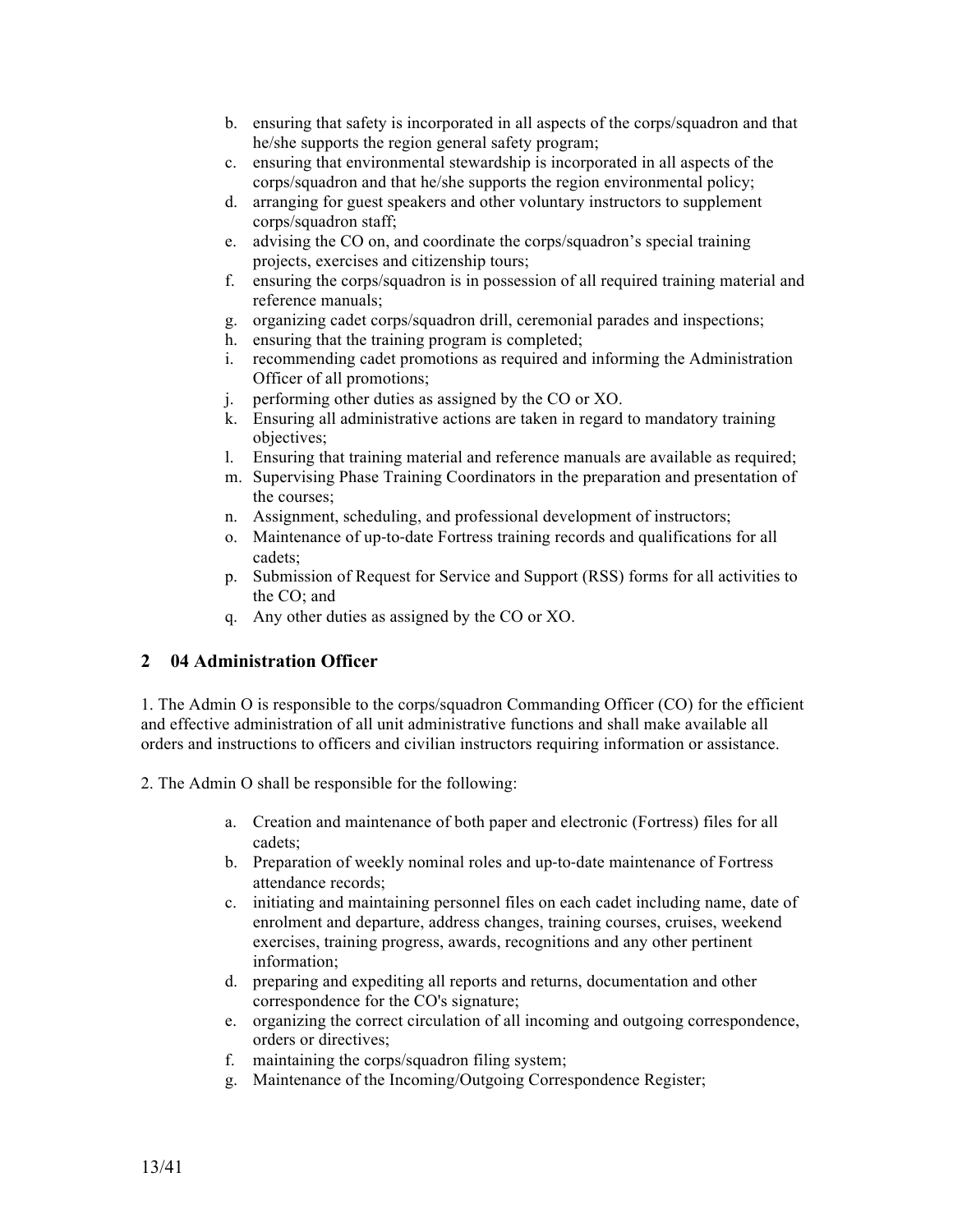b. ensuring that safety is incorporated in all aspects of the corps/squadron and that he/she supports the region general safety program;
c. ensuring that environmental stewardship is incorporated in all aspects of the corps/squadron and that he/she supports the region environmental policy;
d. arranging for guest speakers and other voluntary instructors to supplement corps/squadron staff;
e. advising the CO on, and coordinate the corps/squadron's special training projects, exercises and citizenship tours;
f. ensuring the corps/squadron is in possession of all required training material and reference manuals;
g. organizing cadet corps/squadron drill, ceremonial parades and inspections;
h. ensuring that the training program is completed;
i. recommending cadet promotions as required and informing the Administration Officer of all promotions;
j. performing other duties as assigned by the CO or XO.
k. Ensuring all administrative actions are taken in regard to mandatory training objectives;
l. Ensuring that training material and reference manuals are available as required;
m. Supervising Phase Training Coordinators in the preparation and presentation of the courses;
n. Assignment, scheduling, and professional development of instructors;
o. Maintenance of up-to-date Fortress training records and qualifications for all cadets;
p. Submission of Request for Service and Support (RSS) forms for all activities to the CO; and
q. Any other duties as assigned by the CO or XO.

## 2 04 Administration Officer

1. The Admin O is responsible to the corps/squadron Commanding Officer (CO) for the efficient and effective administration of all unit administrative functions and shall make available all orders and instructions to officers and civilian instructors requiring information or assistance.

2. The Admin O shall be responsible for the following:

a. Creation and maintenance of both paper and electronic (Fortress) files for all cadets;
b. Preparation of weekly nominal roles and up-to-date maintenance of Fortress attendance records;
c. initiating and maintaining personnel files on each cadet including name, date of enrolment and departure, address changes, training courses, cruises, weekend exercises, training progress, awards, recognitions and any other pertinent information;
d. preparing and expediting all reports and returns, documentation and other correspondence for the CO's signature;
e. organizing the correct circulation of all incoming and outgoing correspondence, orders or directives;
f. maintaining the corps/squadron filing system;
g. Maintenance of the Incoming/Outgoing Correspondence Register;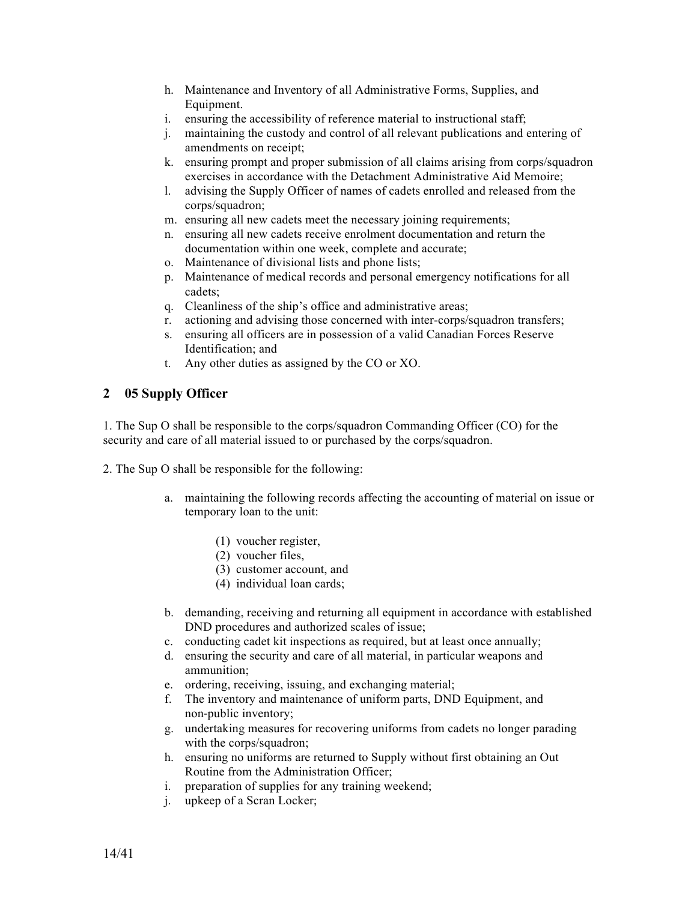h. Maintenance and Inventory of all Administrative Forms, Supplies, and Equipment.
i. ensuring the accessibility of reference material to instructional staff;
j. maintaining the custody and control of all relevant publications and entering of amendments on receipt;
k. ensuring prompt and proper submission of all claims arising from corps/squadron exercises in accordance with the Detachment Administrative Aid Memoire;
l. advising the Supply Officer of names of cadets enrolled and released from the corps/squadron;
m. ensuring all new cadets meet the necessary joining requirements;
n. ensuring all new cadets receive enrolment documentation and return the documentation within one week, complete and accurate;
o. Maintenance of divisional lists and phone lists;
p. Maintenance of medical records and personal emergency notifications for all cadets;
q. Cleanliness of the ship's office and administrative areas;
r. actioning and advising those concerned with inter-corps/squadron transfers;
s. ensuring all officers are in possession of a valid Canadian Forces Reserve Identification; and
t. Any other duties as assigned by the CO or XO.

## 2 05 Supply Officer

1. The Sup O shall be responsible to the corps/squadron Commanding Officer (CO) for the security and care of all material issued to or purchased by the corps/squadron.

2. The Sup O shall be responsible for the following:

a. maintaining the following records affecting the accounting of material on issue or temporary loan to the unit:

    (1) voucher register,
    (2) voucher files,
    (3) customer account, and
    (4) individual loan cards;

b. demanding, receiving and returning all equipment in accordance with established DND procedures and authorized scales of issue;
c. conducting cadet kit inspections as required, but at least once annually;
d. ensuring the security and care of all material, in particular weapons and ammunition;
e. ordering, receiving, issuing, and exchanging material;
f. The inventory and maintenance of uniform parts, DND Equipment, and non-public inventory;
g. undertaking measures for recovering uniforms from cadets no longer parading with the corps/squadron;
h. ensuring no uniforms are returned to Supply without first obtaining an Out Routine from the Administration Officer;
i. preparation of supplies for any training weekend;
j. upkeep of a Scran Locker;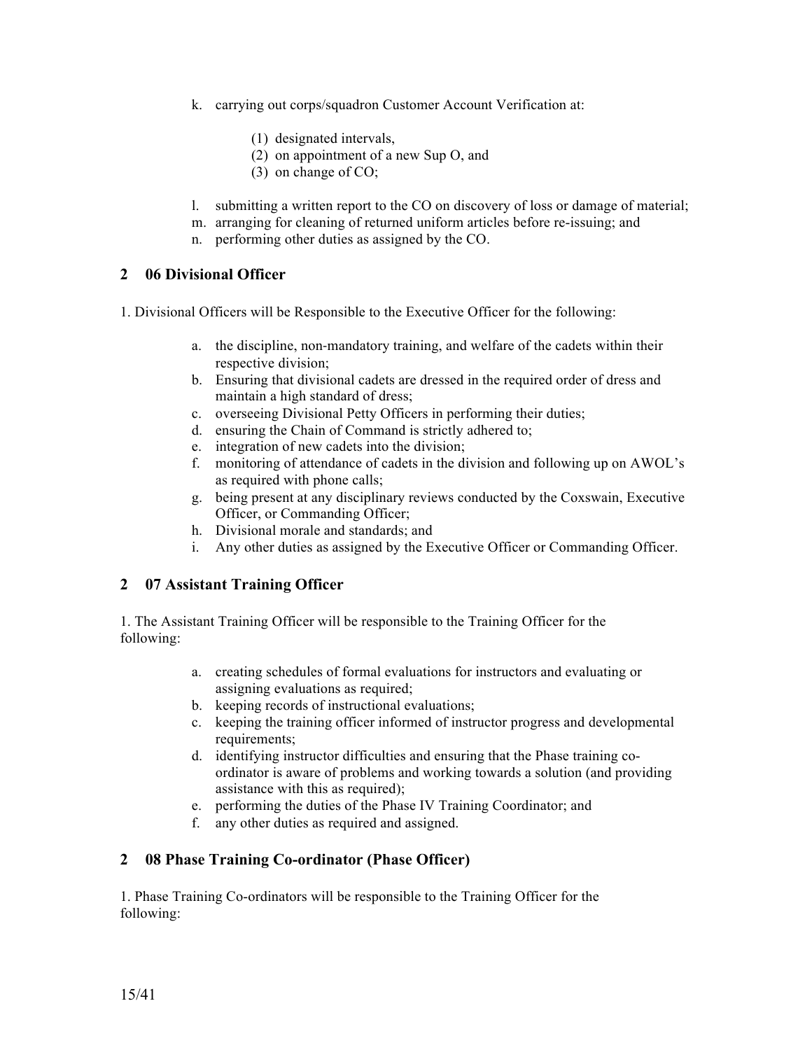k. carrying out corps/squadron Customer Account Verification at:

   (1) designated intervals,
   (2) on appointment of a new Sup O, and
   (3) on change of CO;

l. submitting a written report to the CO on discovery of loss or damage of material;
m. arranging for cleaning of returned uniform articles before re-issuing; and
n. performing other duties as assigned by the CO.

## 2 06 Divisional Officer

1. Divisional Officers will be Responsible to the Executive Officer for the following:

   a. the discipline, non-mandatory training, and welfare of the cadets within their respective division;
   b. Ensuring that divisional cadets are dressed in the required order of dress and maintain a high standard of dress;
   c. overseeing Divisional Petty Officers in performing their duties;
   d. ensuring the Chain of Command is strictly adhered to;
   e. integration of new cadets into the division;
   f. monitoring of attendance of cadets in the division and following up on AWOL's as required with phone calls;
   g. being present at any disciplinary reviews conducted by the Coxswain, Executive Officer, or Commanding Officer;
   h. Divisional morale and standards; and
   i. Any other duties as assigned by the Executive Officer or Commanding Officer.

## 2 07 Assistant Training Officer

1. The Assistant Training Officer will be responsible to the Training Officer for the following:

   a. creating schedules of formal evaluations for instructors and evaluating or assigning evaluations as required;
   b. keeping records of instructional evaluations;
   c. keeping the training officer informed of instructor progress and developmental requirements;
   d. identifying instructor difficulties and ensuring that the Phase training co-ordinator is aware of problems and working towards a solution (and providing assistance with this as required);
   e. performing the duties of the Phase IV Training Coordinator; and
   f. any other duties as required and assigned.

## 2 08 Phase Training Co-ordinator (Phase Officer)

1. Phase Training Co-ordinators will be responsible to the Training Officer for the following: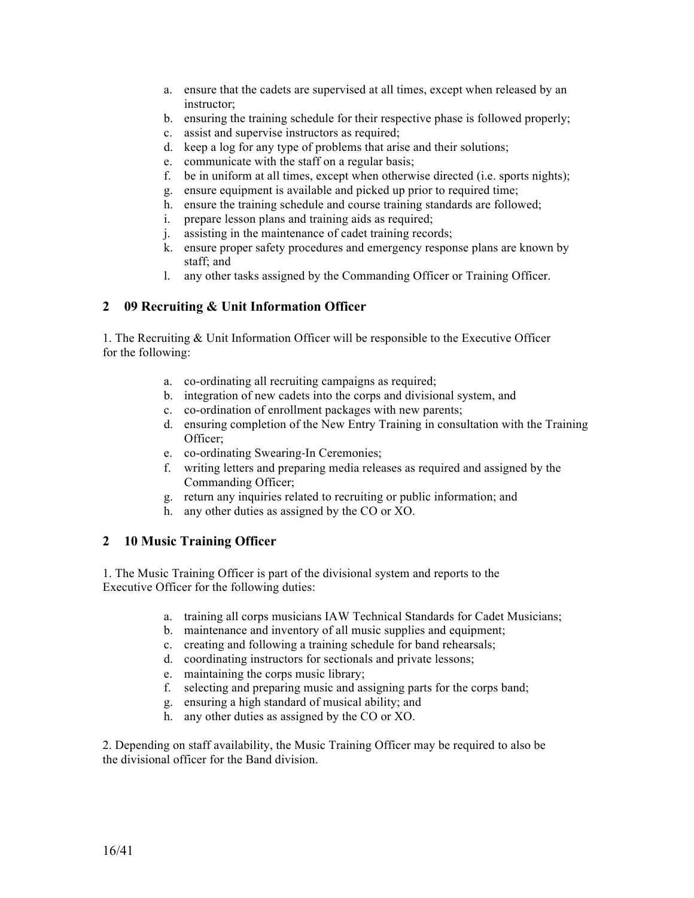a. ensure that the cadets are supervised at all times, except when released by an instructor;
b. ensuring the training schedule for their respective phase is followed properly;
c. assist and supervise instructors as required;
d. keep a log for any type of problems that arise and their solutions;
e. communicate with the staff on a regular basis;
f. be in uniform at all times, except when otherwise directed (i.e. sports nights);
g. ensure equipment is available and picked up prior to required time;
h. ensure the training schedule and course training standards are followed;
i. prepare lesson plans and training aids as required;
j. assisting in the maintenance of cadet training records;
k. ensure proper safety procedures and emergency response plans are known by staff; and
l. any other tasks assigned by the Commanding Officer or Training Officer.

## 2 09 Recruiting & Unit Information Officer

1. The Recruiting & Unit Information Officer will be responsible to the Executive Officer for the following:

a. co-ordinating all recruiting campaigns as required;
b. integration of new cadets into the corps and divisional system, and
c. co-ordination of enrollment packages with new parents;
d. ensuring completion of the New Entry Training in consultation with the Training Officer;
e. co-ordinating Swearing-In Ceremonies;
f. writing letters and preparing media releases as required and assigned by the Commanding Officer;
g. return any inquiries related to recruiting or public information; and
h. any other duties as assigned by the CO or XO.

## 2 10 Music Training Officer

1. The Music Training Officer is part of the divisional system and reports to the Executive Officer for the following duties:

a. training all corps musicians IAW Technical Standards for Cadet Musicians;
b. maintenance and inventory of all music supplies and equipment;
c. creating and following a training schedule for band rehearsals;
d. coordinating instructors for sectionals and private lessons;
e. maintaining the corps music library;
f. selecting and preparing music and assigning parts for the corps band;
g. ensuring a high standard of musical ability; and
h. any other duties as assigned by the CO or XO.

2. Depending on staff availability, the Music Training Officer may be required to also be the divisional officer for the Band division.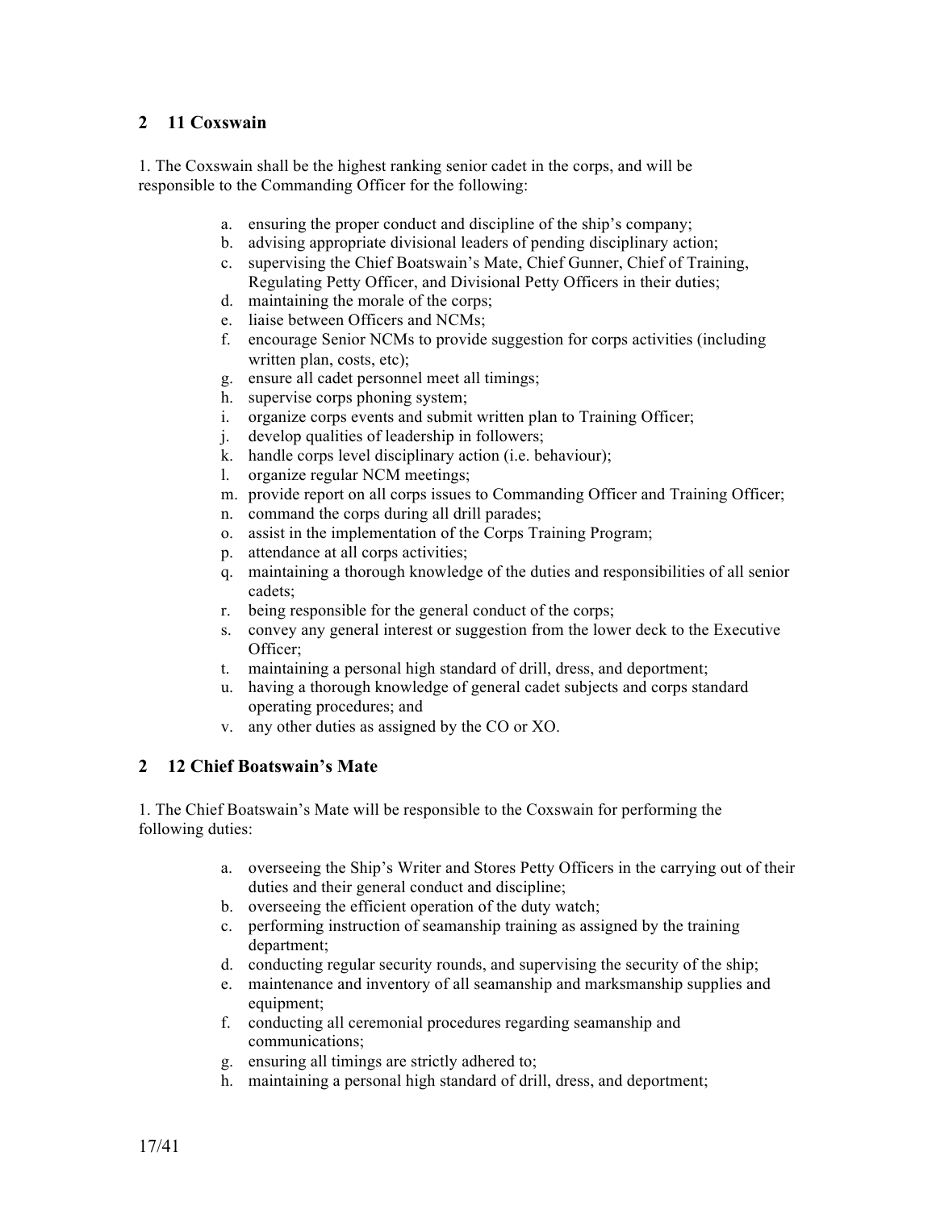## 2 11 Coxswain

1. The Coxswain shall be the highest ranking senior cadet in the corps, and will be responsible to the Commanding Officer for the following:

   a. ensuring the proper conduct and discipline of the ship's company;
   b. advising appropriate divisional leaders of pending disciplinary action;
   c. supervising the Chief Boatswain's Mate, Chief Gunner, Chief of Training, Regulating Petty Officer, and Divisional Petty Officers in their duties;
   d. maintaining the morale of the corps;
   e. liaise between Officers and NCMs;
   f. encourage Senior NCMs to provide suggestion for corps activities (including written plan, costs, etc);
   g. ensure all cadet personnel meet all timings;
   h. supervise corps phoning system;
   i. organize corps events and submit written plan to Training Officer;
   j. develop qualities of leadership in followers;
   k. handle corps level disciplinary action (i.e. behaviour);
   l. organize regular NCM meetings;
   m. provide report on all corps issues to Commanding Officer and Training Officer;
   n. command the corps during all drill parades;
   o. assist in the implementation of the Corps Training Program;
   p. attendance at all corps activities;
   q. maintaining a thorough knowledge of the duties and responsibilities of all senior cadets;
   r. being responsible for the general conduct of the corps;
   s. convey any general interest or suggestion from the lower deck to the Executive Officer;
   t. maintaining a personal high standard of drill, dress, and deportment;
   u. having a thorough knowledge of general cadet subjects and corps standard operating procedures; and
   v. any other duties as assigned by the CO or XO.

## 2 12 Chief Boatswain's Mate

1. The Chief Boatswain's Mate will be responsible to the Coxswain for performing the following duties:

   a. overseeing the Ship's Writer and Stores Petty Officers in the carrying out of their duties and their general conduct and discipline;
   b. overseeing the efficient operation of the duty watch;
   c. performing instruction of seamanship training as assigned by the training department;
   d. conducting regular security rounds, and supervising the security of the ship;
   e. maintenance and inventory of all seamanship and marksmanship supplies and equipment;
   f. conducting all ceremonial procedures regarding seamanship and communications;
   g. ensuring all timings are strictly adhered to;
   h. maintaining a personal high standard of drill, dress, and deportment;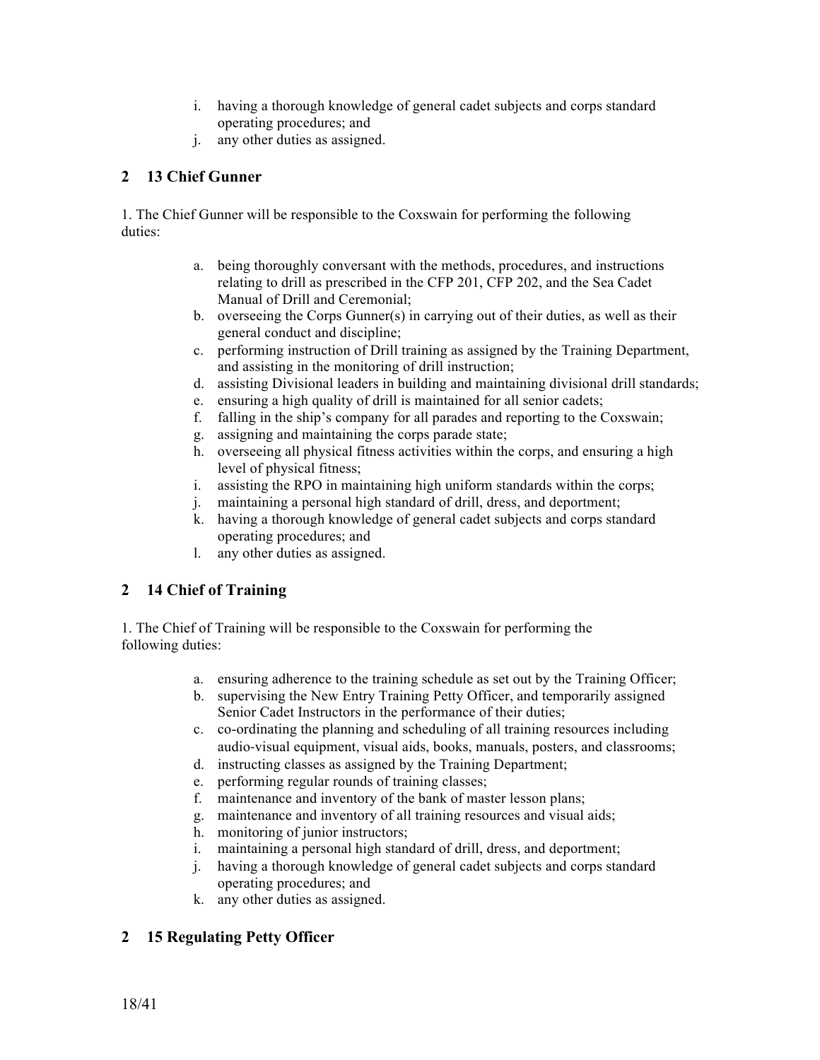i. having a thorough knowledge of general cadet subjects and corps standard operating procedures; and
j. any other duties as assigned.

## 2 13 Chief Gunner

1. The Chief Gunner will be responsible to the Coxswain for performing the following duties:

a. being thoroughly conversant with the methods, procedures, and instructions relating to drill as prescribed in the CFP 201, CFP 202, and the Sea Cadet Manual of Drill and Ceremonial;
b. overseeing the Corps Gunner(s) in carrying out of their duties, as well as their general conduct and discipline;
c. performing instruction of Drill training as assigned by the Training Department, and assisting in the monitoring of drill instruction;
d. assisting Divisional leaders in building and maintaining divisional drill standards;
e. ensuring a high quality of drill is maintained for all senior cadets;
f. falling in the ship's company for all parades and reporting to the Coxswain;
g. assigning and maintaining the corps parade state;
h. overseeing all physical fitness activities within the corps, and ensuring a high level of physical fitness;
i. assisting the RPO in maintaining high uniform standards within the corps;
j. maintaining a personal high standard of drill, dress, and deportment;
k. having a thorough knowledge of general cadet subjects and corps standard operating procedures; and
l. any other duties as assigned.

## 2 14 Chief of Training

1. The Chief of Training will be responsible to the Coxswain for performing the following duties:

a. ensuring adherence to the training schedule as set out by the Training Officer;
b. supervising the New Entry Training Petty Officer, and temporarily assigned Senior Cadet Instructors in the performance of their duties;
c. co-ordinating the planning and scheduling of all training resources including audio-visual equipment, visual aids, books, manuals, posters, and classrooms;
d. instructing classes as assigned by the Training Department;
e. performing regular rounds of training classes;
f. maintenance and inventory of the bank of master lesson plans;
g. maintenance and inventory of all training resources and visual aids;
h. monitoring of junior instructors;
i. maintaining a personal high standard of drill, dress, and deportment;
j. having a thorough knowledge of general cadet subjects and corps standard operating procedures; and
k. any other duties as assigned.

## 2 15 Regulating Petty Officer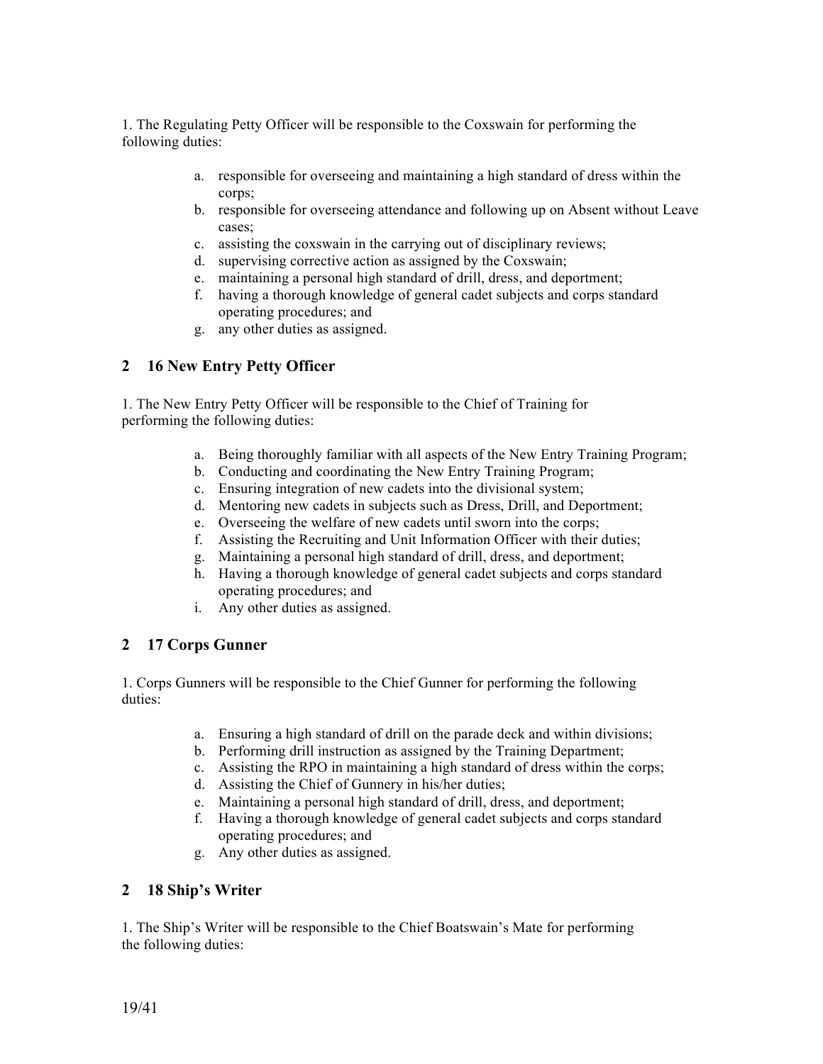1. The Regulating Petty Officer will be responsible to the Coxswain for performing the following duties:

a. responsible for overseeing and maintaining a high standard of dress within the corps;
b. responsible for overseeing attendance and following up on Absent without Leave cases;
c. assisting the coxswain in the carrying out of disciplinary reviews;
d. supervising corrective action as assigned by the Coxswain;
e. maintaining a personal high standard of drill, dress, and deportment;
f. having a thorough knowledge of general cadet subjects and corps standard operating procedures; and
g. any other duties as assigned.

## 2 16 New Entry Petty Officer

1. The New Entry Petty Officer will be responsible to the Chief of Training for performing the following duties:

a. Being thoroughly familiar with all aspects of the New Entry Training Program;
b. Conducting and coordinating the New Entry Training Program;
c. Ensuring integration of new cadets into the divisional system;
d. Mentoring new cadets in subjects such as Dress, Drill, and Deportment;
e. Overseeing the welfare of new cadets until sworn into the corps;
f. Assisting the Recruiting and Unit Information Officer with their duties;
g. Maintaining a personal high standard of drill, dress, and deportment;
h. Having a thorough knowledge of general cadet subjects and corps standard operating procedures; and
i. Any other duties as assigned.

## 2 17 Corps Gunner

1. Corps Gunners will be responsible to the Chief Gunner for performing the following duties:

a. Ensuring a high standard of drill on the parade deck and within divisions;
b. Performing drill instruction as assigned by the Training Department;
c. Assisting the RPO in maintaining a high standard of dress within the corps;
d. Assisting the Chief of Gunnery in his/her duties;
e. Maintaining a personal high standard of drill, dress, and deportment;
f. Having a thorough knowledge of general cadet subjects and corps standard operating procedures; and
g. Any other duties as assigned.

## 2 18 Ship's Writer

1. The Ship's Writer will be responsible to the Chief Boatswain's Mate for performing the following duties: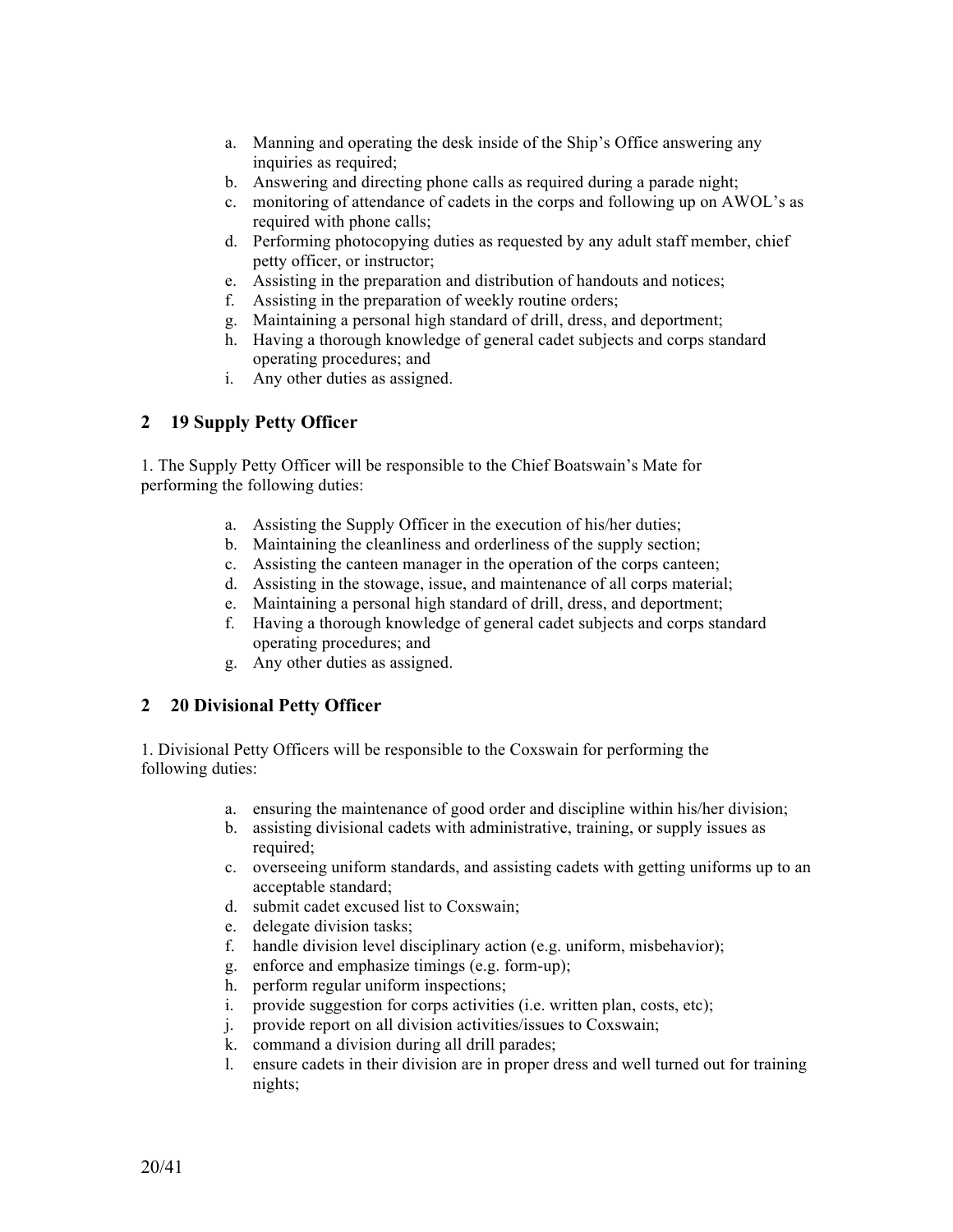a. Manning and operating the desk inside of the Ship's Office answering any inquiries as required;
b. Answering and directing phone calls as required during a parade night;
c. monitoring of attendance of cadets in the corps and following up on AWOL's as required with phone calls;
d. Performing photocopying duties as requested by any adult staff member, chief petty officer, or instructor;
e. Assisting in the preparation and distribution of handouts and notices;
f. Assisting in the preparation of weekly routine orders;
g. Maintaining a personal high standard of drill, dress, and deportment;
h. Having a thorough knowledge of general cadet subjects and corps standard operating procedures; and
i. Any other duties as assigned.

## 2 19 Supply Petty Officer

1. The Supply Petty Officer will be responsible to the Chief Boatswain's Mate for performing the following duties:

a. Assisting the Supply Officer in the execution of his/her duties;
b. Maintaining the cleanliness and orderliness of the supply section;
c. Assisting the canteen manager in the operation of the corps canteen;
d. Assisting in the stowage, issue, and maintenance of all corps material;
e. Maintaining a personal high standard of drill, dress, and deportment;
f. Having a thorough knowledge of general cadet subjects and corps standard operating procedures; and
g. Any other duties as assigned.

## 2 20 Divisional Petty Officer

1. Divisional Petty Officers will be responsible to the Coxswain for performing the following duties:

a. ensuring the maintenance of good order and discipline within his/her division;
b. assisting divisional cadets with administrative, training, or supply issues as required;
c. overseeing uniform standards, and assisting cadets with getting uniforms up to an acceptable standard;
d. submit cadet excused list to Coxswain;
e. delegate division tasks;
f. handle division level disciplinary action (e.g. uniform, misbehavior);
g. enforce and emphasize timings (e.g. form-up);
h. perform regular uniform inspections;
i. provide suggestion for corps activities (i.e. written plan, costs, etc);
j. provide report on all division activities/issues to Coxswain;
k. command a division during all drill parades;
l. ensure cadets in their division are in proper dress and well turned out for training nights;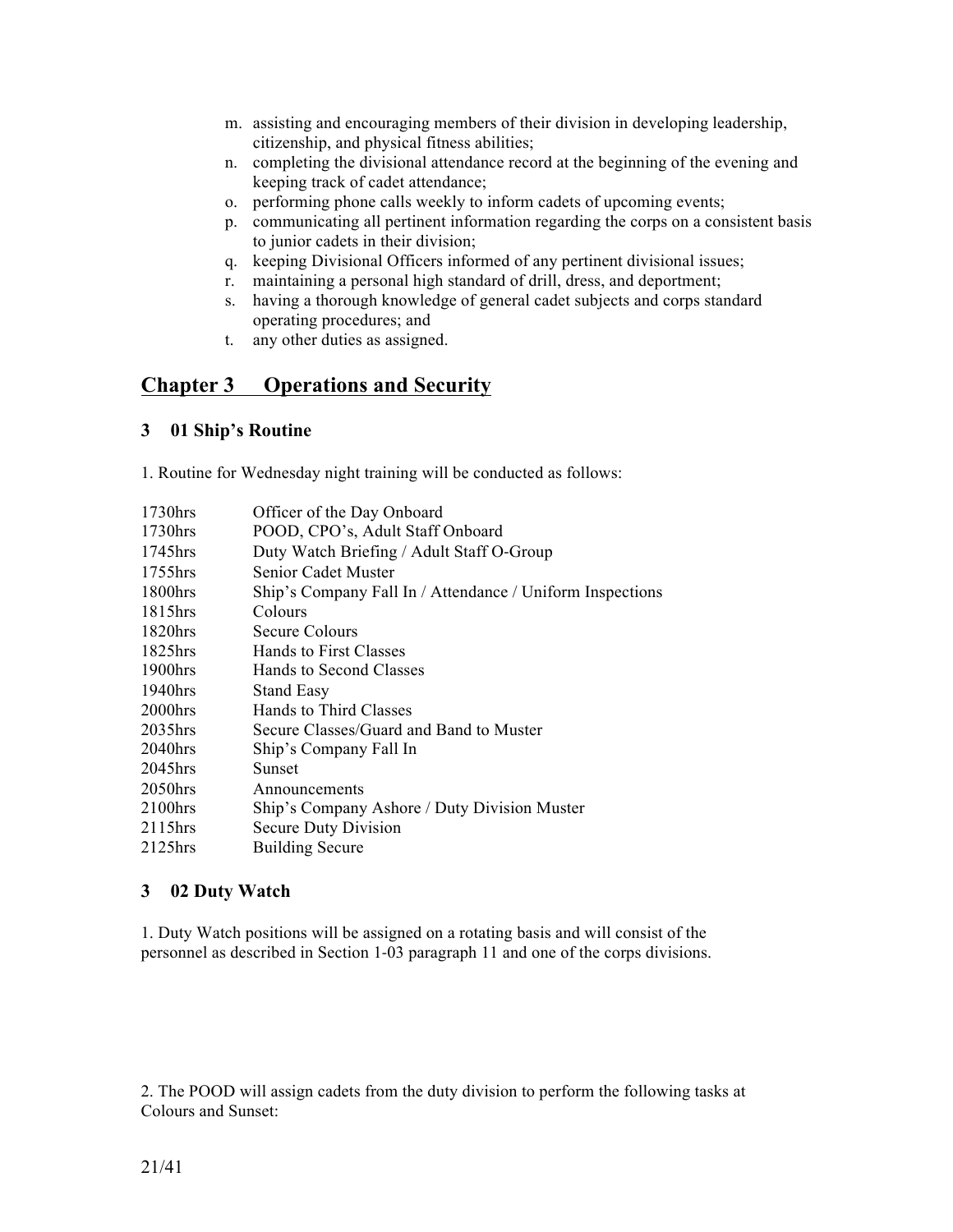m. assisting and encouraging members of their division in developing leadership, citizenship, and physical fitness abilities;
n. completing the divisional attendance record at the beginning of the evening and keeping track of cadet attendance;
o. performing phone calls weekly to inform cadets of upcoming events;
p. communicating all pertinent information regarding the corps on a consistent basis to junior cadets in their division;
q. keeping Divisional Officers informed of any pertinent divisional issues;
r. maintaining a personal high standard of drill, dress, and deportment;
s. having a thorough knowledge of general cadet subjects and corps standard operating procedures; and
t. any other duties as assigned.

## Chapter 3 Operations and Security

### 3 01 Ship's Routine

1. Routine for Wednesday night training will be conducted as follows:

| | |
|---|---|
| 1730hrs | Officer of the Day Onboard |
| 1730hrs | POOD, CPO's, Adult Staff Onboard |
| 1745hrs | Duty Watch Briefing / Adult Staff O-Group |
| 1755hrs | Senior Cadet Muster |
| 1800hrs | Ship's Company Fall In / Attendance / Uniform Inspections |
| 1815hrs | Colours |
| 1820hrs | Secure Colours |
| 1825hrs | Hands to First Classes |
| 1900hrs | Hands to Second Classes |
| 1940hrs | Stand Easy |
| 2000hrs | Hands to Third Classes |
| 2035hrs | Secure Classes/Guard and Band to Muster |
| 2040hrs | Ship's Company Fall In |
| 2045hrs | Sunset |
| 2050hrs | Announcements |
| 2100hrs | Ship's Company Ashore / Duty Division Muster |
| 2115hrs | Secure Duty Division |
| 2125hrs | Building Secure |

### 3 02 Duty Watch

1. Duty Watch positions will be assigned on a rotating basis and will consist of the personnel as described in Section 1-03 paragraph 11 and one of the corps divisions.

2. The POOD will assign cadets from the duty division to perform the following tasks at Colours and Sunset: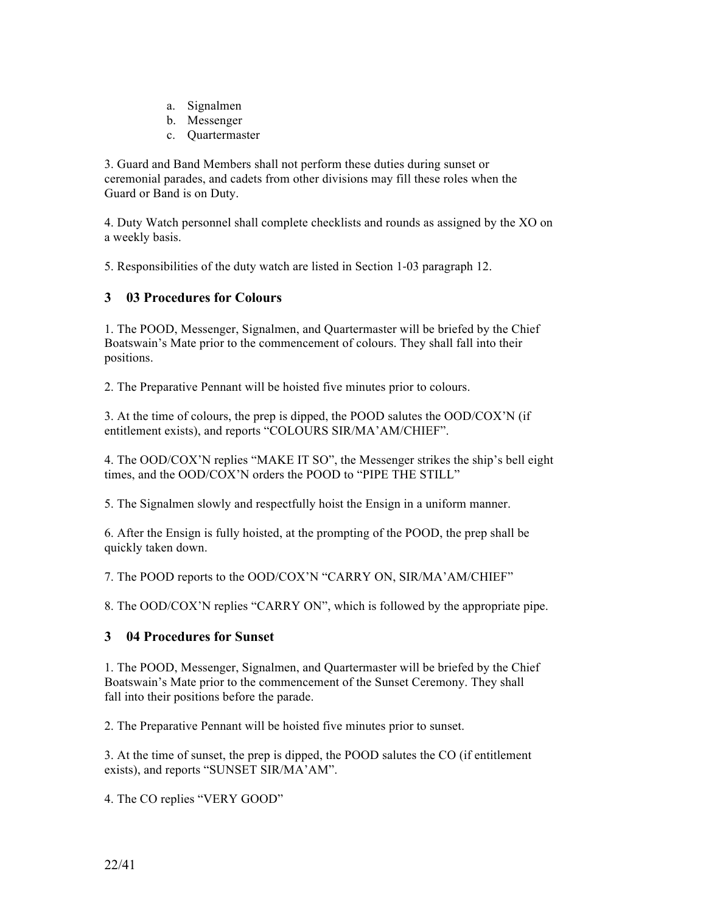a. Signalmen
b. Messenger
c. Quartermaster

3. Guard and Band Members shall not perform these duties during sunset or ceremonial parades, and cadets from other divisions may fill these roles when the Guard or Band is on Duty.

4. Duty Watch personnel shall complete checklists and rounds as assigned by the XO on a weekly basis.

5. Responsibilities of the duty watch are listed in Section 1-03 paragraph 12.

## 3 03 Procedures for Colours

1. The POOD, Messenger, Signalmen, and Quartermaster will be briefed by the Chief Boatswain's Mate prior to the commencement of colours. They shall fall into their positions.

2. The Preparative Pennant will be hoisted five minutes prior to colours.

3. At the time of colours, the prep is dipped, the POOD salutes the OOD/COX'N (if entitlement exists), and reports "COLOURS SIR/MA'AM/CHIEF".

4. The OOD/COX'N replies "MAKE IT SO", the Messenger strikes the ship's bell eight times, and the OOD/COX'N orders the POOD to "PIPE THE STILL"

5. The Signalmen slowly and respectfully hoist the Ensign in a uniform manner.

6. After the Ensign is fully hoisted, at the prompting of the POOD, the prep shall be quickly taken down.

7. The POOD reports to the OOD/COX'N "CARRY ON, SIR/MA'AM/CHIEF"

8. The OOD/COX'N replies "CARRY ON", which is followed by the appropriate pipe.

## 3 04 Procedures for Sunset

1. The POOD, Messenger, Signalmen, and Quartermaster will be briefed by the Chief Boatswain's Mate prior to the commencement of the Sunset Ceremony. They shall fall into their positions before the parade.

2. The Preparative Pennant will be hoisted five minutes prior to sunset.

3. At the time of sunset, the prep is dipped, the POOD salutes the CO (if entitlement exists), and reports "SUNSET SIR/MA'AM".

4. The CO replies "VERY GOOD"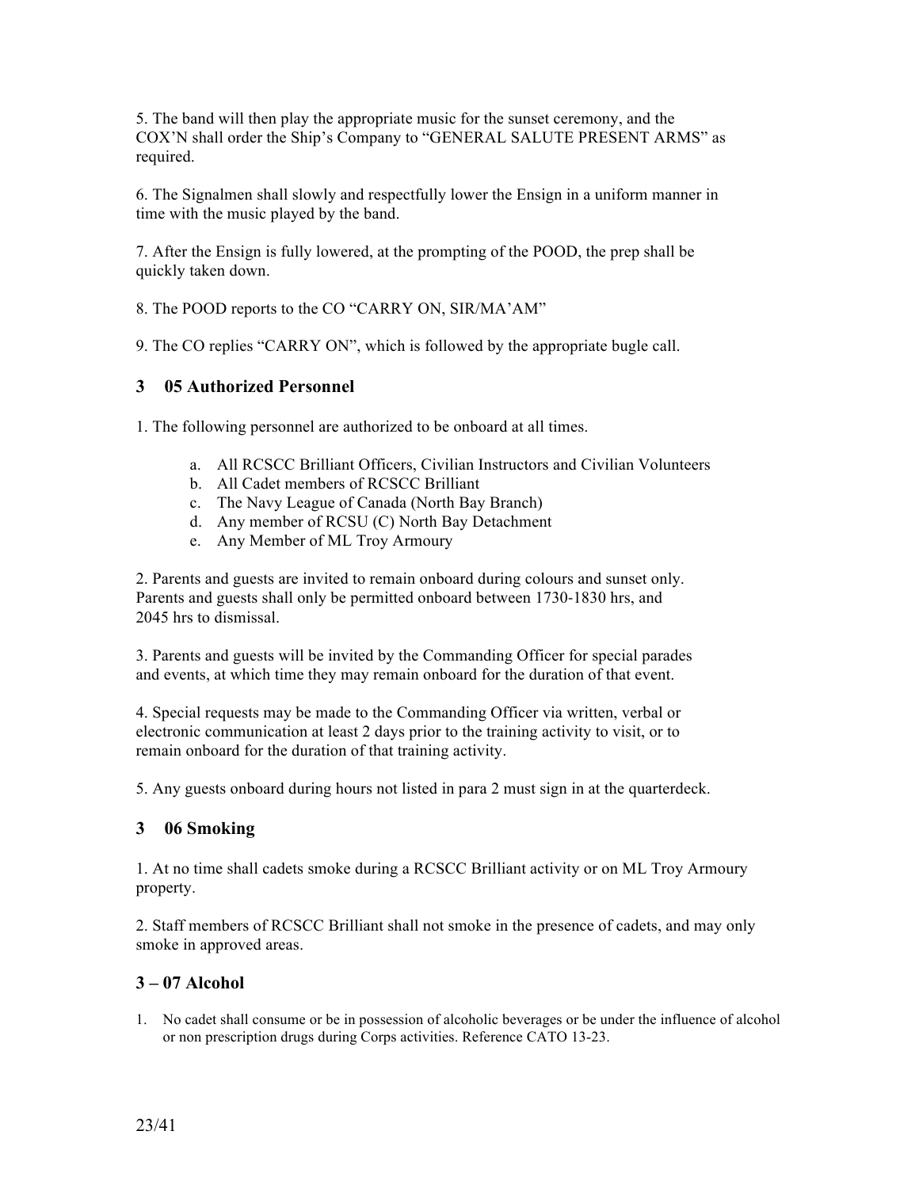5. The band will then play the appropriate music for the sunset ceremony, and the COX'N shall order the Ship's Company to "GENERAL SALUTE PRESENT ARMS" as required.

6. The Signalmen shall slowly and respectfully lower the Ensign in a uniform manner in time with the music played by the band.

7. After the Ensign is fully lowered, at the prompting of the POOD, the prep shall be quickly taken down.

8. The POOD reports to the CO "CARRY ON, SIR/MA'AM"

9. The CO replies "CARRY ON", which is followed by the appropriate bugle call.

### 3 05 Authorized Personnel

1. The following personnel are authorized to be onboard at all times.

   a. All RCSCC Brilliant Officers, Civilian Instructors and Civilian Volunteers
   b. All Cadet members of RCSCC Brilliant
   c. The Navy League of Canada (North Bay Branch)
   d. Any member of RCSU (C) North Bay Detachment
   e. Any Member of ML Troy Armoury

2. Parents and guests are invited to remain onboard during colours and sunset only. Parents and guests shall only be permitted onboard between 1730-1830 hrs, and 2045 hrs to dismissal.

3. Parents and guests will be invited by the Commanding Officer for special parades and events, at which time they may remain onboard for the duration of that event.

4. Special requests may be made to the Commanding Officer via written, verbal or electronic communication at least 2 days prior to the training activity to visit, or to remain onboard for the duration of that training activity.

5. Any guests onboard during hours not listed in para 2 must sign in at the quarterdeck.

### 3 06 Smoking

1. At no time shall cadets smoke during a RCSCC Brilliant activity or on ML Troy Armoury property.

2. Staff members of RCSCC Brilliant shall not smoke in the presence of cadets, and may only smoke in approved areas.

### 3 – 07 Alcohol

1. No cadet shall consume or be in possession of alcoholic beverages or be under the influence of alcohol or non prescription drugs during Corps activities. Reference CATO 13-23.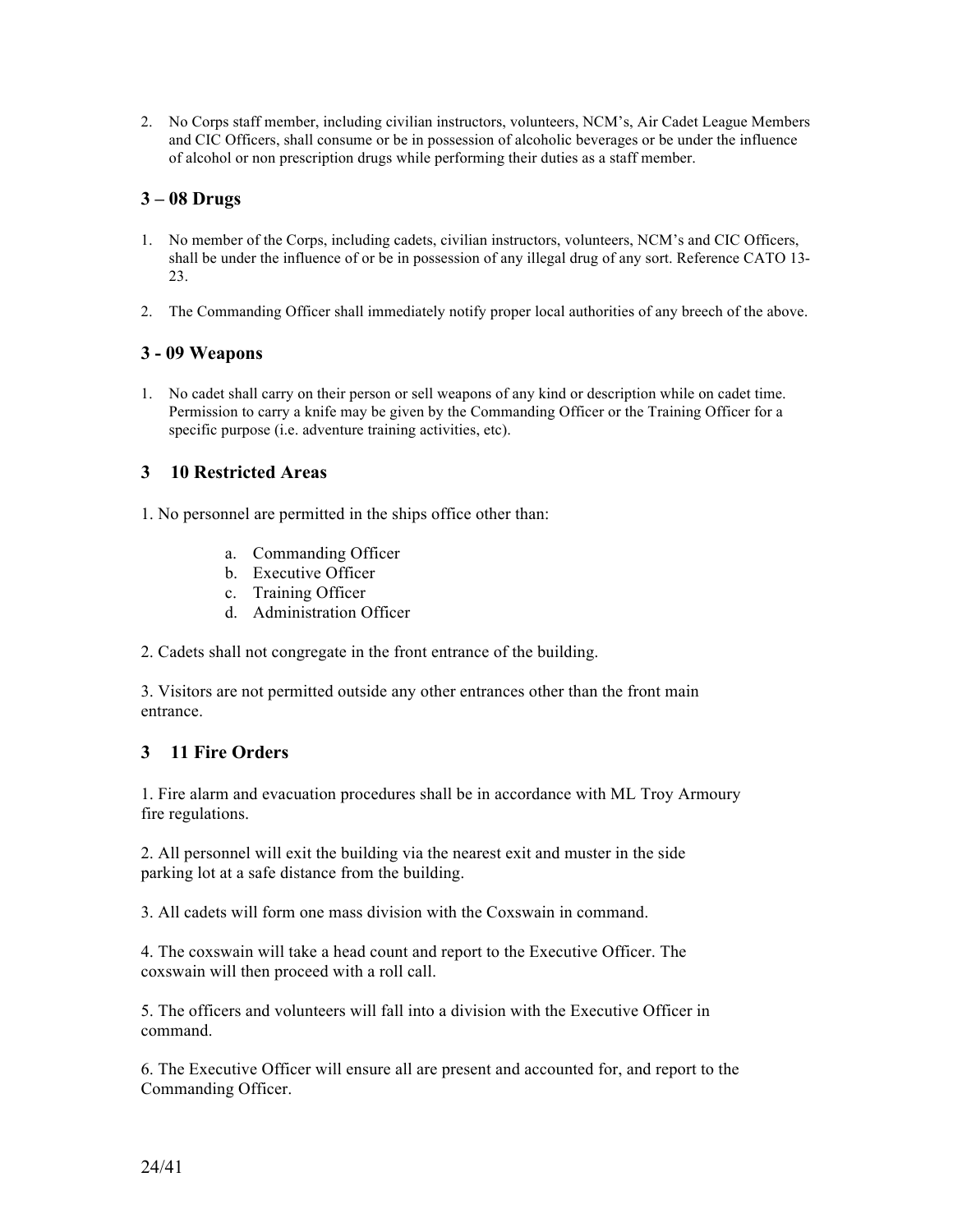2. No Corps staff member, including civilian instructors, volunteers, NCM's, Air Cadet League Members and CIC Officers, shall consume or be in possession of alcoholic beverages or be under the influence of alcohol or non prescription drugs while performing their duties as a staff member.

### 3 – 08 Drugs

1. No member of the Corps, including cadets, civilian instructors, volunteers, NCM's and CIC Officers, shall be under the influence of or be in possession of any illegal drug of any sort. Reference CATO 13-23.

2. The Commanding Officer shall immediately notify proper local authorities of any breech of the above.

### 3 - 09 Weapons

1. No cadet shall carry on their person or sell weapons of any kind or description while on cadet time. Permission to carry a knife may be given by the Commanding Officer or the Training Officer for a specific purpose (i.e. adventure training activities, etc).

### 3 10 Restricted Areas

1. No personnel are permitted in the ships office other than:

   a. Commanding Officer
   b. Executive Officer
   c. Training Officer
   d. Administration Officer

2. Cadets shall not congregate in the front entrance of the building.

3. Visitors are not permitted outside any other entrances other than the front main entrance.

### 3 11 Fire Orders

1. Fire alarm and evacuation procedures shall be in accordance with ML Troy Armoury fire regulations.

2. All personnel will exit the building via the nearest exit and muster in the side parking lot at a safe distance from the building.

3. All cadets will form one mass division with the Coxswain in command.

4. The coxswain will take a head count and report to the Executive Officer. The coxswain will then proceed with a roll call.

5. The officers and volunteers will fall into a division with the Executive Officer in command.

6. The Executive Officer will ensure all are present and accounted for, and report to the Commanding Officer.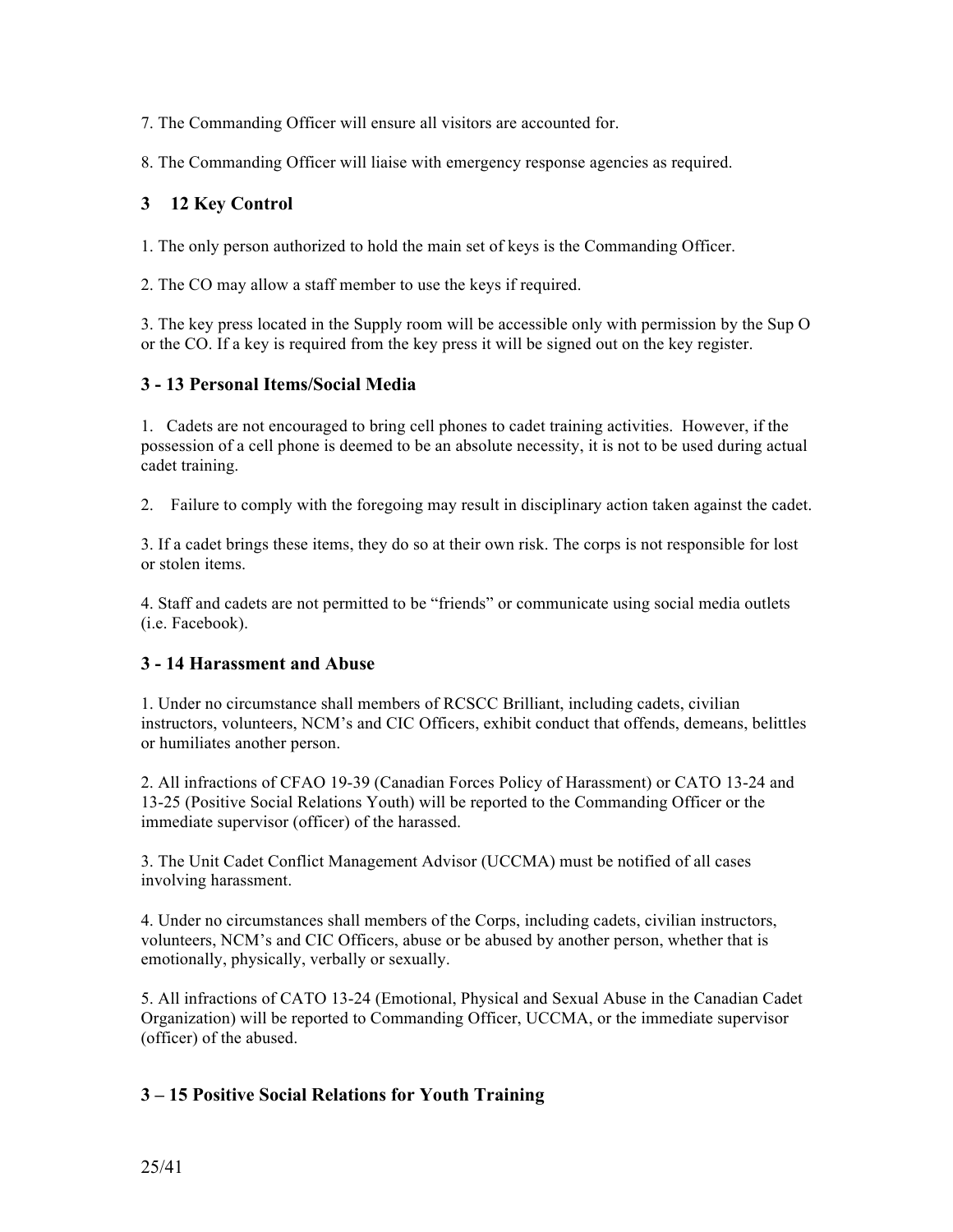7. The Commanding Officer will ensure all visitors are accounted for.

8. The Commanding Officer will liaise with emergency response agencies as required.

### 3 12 Key Control

1. The only person authorized to hold the main set of keys is the Commanding Officer.

2. The CO may allow a staff member to use the keys if required.

3. The key press located in the Supply room will be accessible only with permission by the Sup O or the CO. If a key is required from the key press it will be signed out on the key register.

### 3 - 13 Personal Items/Social Media

1. Cadets are not encouraged to bring cell phones to cadet training activities. However, if the possession of a cell phone is deemed to be an absolute necessity, it is not to be used during actual cadet training.

2. Failure to comply with the foregoing may result in disciplinary action taken against the cadet.

3. If a cadet brings these items, they do so at their own risk. The corps is not responsible for lost or stolen items.

4. Staff and cadets are not permitted to be "friends" or communicate using social media outlets (i.e. Facebook).

### 3 - 14 Harassment and Abuse

1. Under no circumstance shall members of RCSCC Brilliant, including cadets, civilian instructors, volunteers, NCM's and CIC Officers, exhibit conduct that offends, demeans, belittles or humiliates another person.

2. All infractions of CFAO 19-39 (Canadian Forces Policy of Harassment) or CATO 13-24 and 13-25 (Positive Social Relations Youth) will be reported to the Commanding Officer or the immediate supervisor (officer) of the harassed.

3. The Unit Cadet Conflict Management Advisor (UCCMA) must be notified of all cases involving harassment.

4. Under no circumstances shall members of the Corps, including cadets, civilian instructors, volunteers, NCM's and CIC Officers, abuse or be abused by another person, whether that is emotionally, physically, verbally or sexually.

5. All infractions of CATO 13-24 (Emotional, Physical and Sexual Abuse in the Canadian Cadet Organization) will be reported to Commanding Officer, UCCMA, or the immediate supervisor (officer) of the abused.

### 3 – 15 Positive Social Relations for Youth Training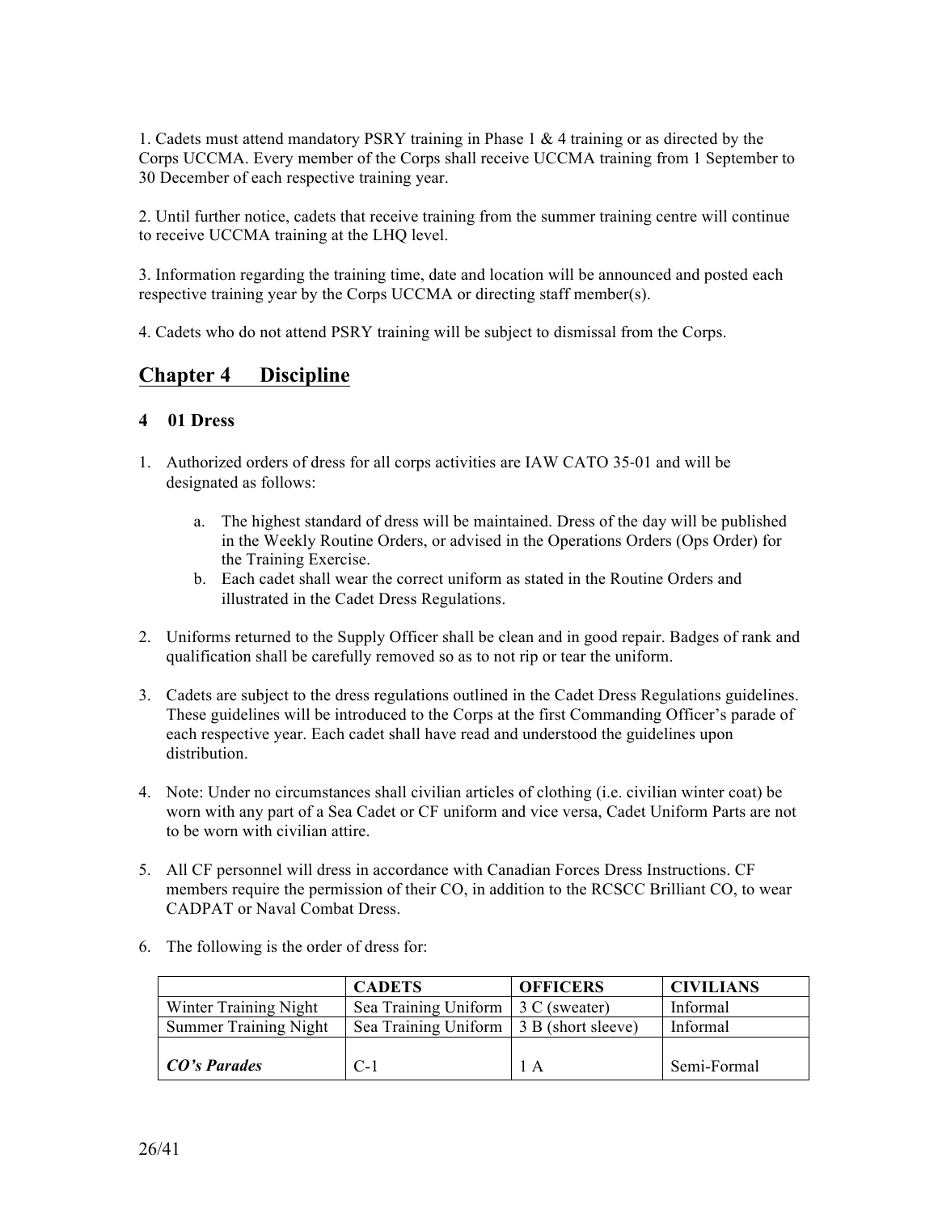1. Cadets must attend mandatory PSRY training in Phase 1 & 4 training or as directed by the Corps UCCMA. Every member of the Corps shall receive UCCMA training from 1 September to 30 December of each respective training year.

2. Until further notice, cadets that receive training from the summer training centre will continue to receive UCCMA training at the LHQ level.

3. Information regarding the training time, date and location will be announced and posted each respective training year by the Corps UCCMA or directing staff member(s).

4. Cadets who do not attend PSRY training will be subject to dismissal from the Corps.

## Chapter 4 Discipline

### 4 01 Dress

1. Authorized orders of dress for all corps activities are IAW CATO 35-01 and will be designated as follows:

   a. The highest standard of dress will be maintained. Dress of the day will be published in the Weekly Routine Orders, or advised in the Operations Orders (Ops Order) for the Training Exercise.

   b. Each cadet shall wear the correct uniform as stated in the Routine Orders and illustrated in the Cadet Dress Regulations.

2. Uniforms returned to the Supply Officer shall be clean and in good repair. Badges of rank and qualification shall be carefully removed so as to not rip or tear the uniform.

3. Cadets are subject to the dress regulations outlined in the Cadet Dress Regulations guidelines. These guidelines will be introduced to the Corps at the first Commanding Officer's parade of each respective year. Each cadet shall have read and understood the guidelines upon distribution.

4. Note: Under no circumstances shall civilian articles of clothing (i.e. civilian winter coat) be worn with any part of a Sea Cadet or CF uniform and vice versa, Cadet Uniform Parts are not to be worn with civilian attire.

5. All CF personnel will dress in accordance with Canadian Forces Dress Instructions. CF members require the permission of their CO, in addition to the RCSCC Brilliant CO, to wear CADPAT or Naval Combat Dress.

6. The following is the order of dress for:

| | **CADETS** | **OFFICERS** | **CIVILIANS** |
|---|---|---|---|
| Winter Training Night | Sea Training Uniform | 3 C (sweater) | Informal |
| Summer Training Night | Sea Training Uniform | 3 B (short sleeve) | Informal |
| ***CO's Parades*** | C-1 | 1 A | Semi-Formal |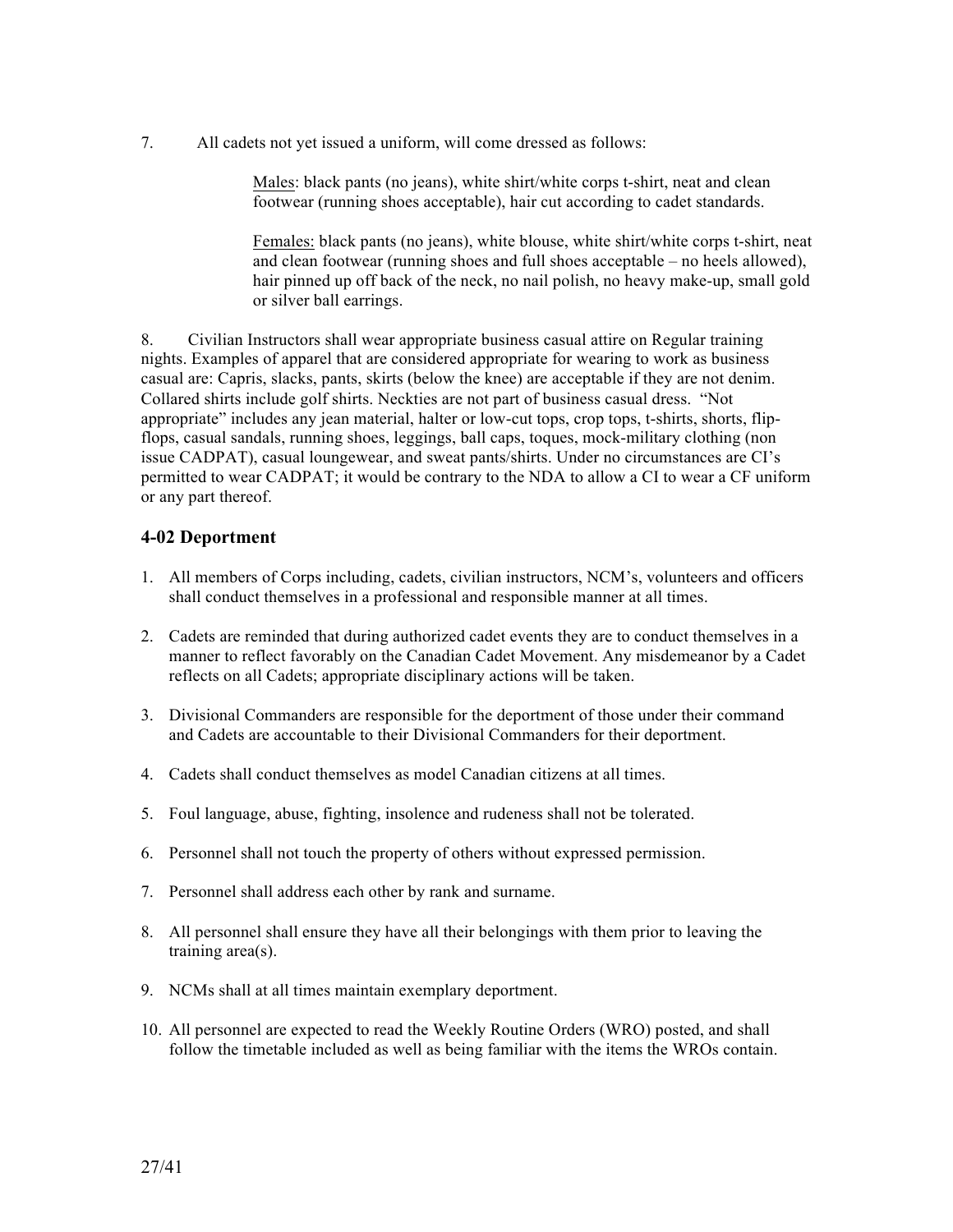7. All cadets not yet issued a uniform, will come dressed as follows:

<u>Males</u>: black pants (no jeans), white shirt/white corps t-shirt, neat and clean footwear (running shoes acceptable), hair cut according to cadet standards.

<u>Females:</u> black pants (no jeans), white blouse, white shirt/white corps t-shirt, neat and clean footwear (running shoes and full shoes acceptable – no heels allowed), hair pinned up off back of the neck, no nail polish, no heavy make-up, small gold or silver ball earrings.

8. Civilian Instructors shall wear appropriate business casual attire on Regular training nights. Examples of apparel that are considered appropriate for wearing to work as business casual are: Capris, slacks, pants, skirts (below the knee) are acceptable if they are not denim. Collared shirts include golf shirts. Neckties are not part of business casual dress. "Not appropriate" includes any jean material, halter or low-cut tops, crop tops, t-shirts, shorts, flip-flops, casual sandals, running shoes, leggings, ball caps, toques, mock-military clothing (non issue CADPAT), casual loungewear, and sweat pants/shirts. Under no circumstances are CI's permitted to wear CADPAT; it would be contrary to the NDA to allow a CI to wear a CF uniform or any part thereof.

## 4-02 Deportment

1. All members of Corps including, cadets, civilian instructors, NCM's, volunteers and officers shall conduct themselves in a professional and responsible manner at all times.

2. Cadets are reminded that during authorized cadet events they are to conduct themselves in a manner to reflect favorably on the Canadian Cadet Movement. Any misdemeanor by a Cadet reflects on all Cadets; appropriate disciplinary actions will be taken.

3. Divisional Commanders are responsible for the deportment of those under their command and Cadets are accountable to their Divisional Commanders for their deportment.

4. Cadets shall conduct themselves as model Canadian citizens at all times.

5. Foul language, abuse, fighting, insolence and rudeness shall not be tolerated.

6. Personnel shall not touch the property of others without expressed permission.

7. Personnel shall address each other by rank and surname.

8. All personnel shall ensure they have all their belongings with them prior to leaving the training area(s).

9. NCMs shall at all times maintain exemplary deportment.

10. All personnel are expected to read the Weekly Routine Orders (WRO) posted, and shall follow the timetable included as well as being familiar with the items the WROs contain.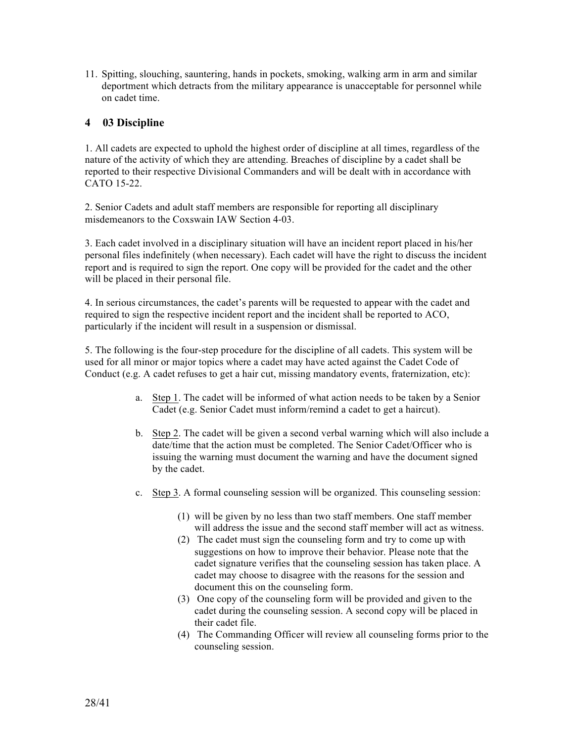11. Spitting, slouching, sauntering, hands in pockets, smoking, walking arm in arm and similar deportment which detracts from the military appearance is unacceptable for personnel while on cadet time.

## 4 03 Discipline

1. All cadets are expected to uphold the highest order of discipline at all times, regardless of the nature of the activity of which they are attending. Breaches of discipline by a cadet shall be reported to their respective Divisional Commanders and will be dealt with in accordance with CATO 15-22.

2. Senior Cadets and adult staff members are responsible for reporting all disciplinary misdemeanors to the Coxswain IAW Section 4-03.

3. Each cadet involved in a disciplinary situation will have an incident report placed in his/her personal files indefinitely (when necessary). Each cadet will have the right to discuss the incident report and is required to sign the report. One copy will be provided for the cadet and the other will be placed in their personal file.

4. In serious circumstances, the cadet's parents will be requested to appear with the cadet and required to sign the respective incident report and the incident shall be reported to ACO, particularly if the incident will result in a suspension or dismissal.

5. The following is the four-step procedure for the discipline of all cadets. This system will be used for all minor or major topics where a cadet may have acted against the Cadet Code of Conduct (e.g. A cadet refuses to get a hair cut, missing mandatory events, fraternization, etc):

   a. Step 1. The cadet will be informed of what action needs to be taken by a Senior Cadet (e.g. Senior Cadet must inform/remind a cadet to get a haircut).

   b. Step 2. The cadet will be given a second verbal warning which will also include a date/time that the action must be completed. The Senior Cadet/Officer who is issuing the warning must document the warning and have the document signed by the cadet.

   c. Step 3. A formal counseling session will be organized. This counseling session:

      (1) will be given by no less than two staff members. One staff member will address the issue and the second staff member will act as witness.

      (2) The cadet must sign the counseling form and try to come up with suggestions on how to improve their behavior. Please note that the cadet signature verifies that the counseling session has taken place. A cadet may choose to disagree with the reasons for the session and document this on the counseling form.

      (3) One copy of the counseling form will be provided and given to the cadet during the counseling session. A second copy will be placed in their cadet file.

      (4) The Commanding Officer will review all counseling forms prior to the counseling session.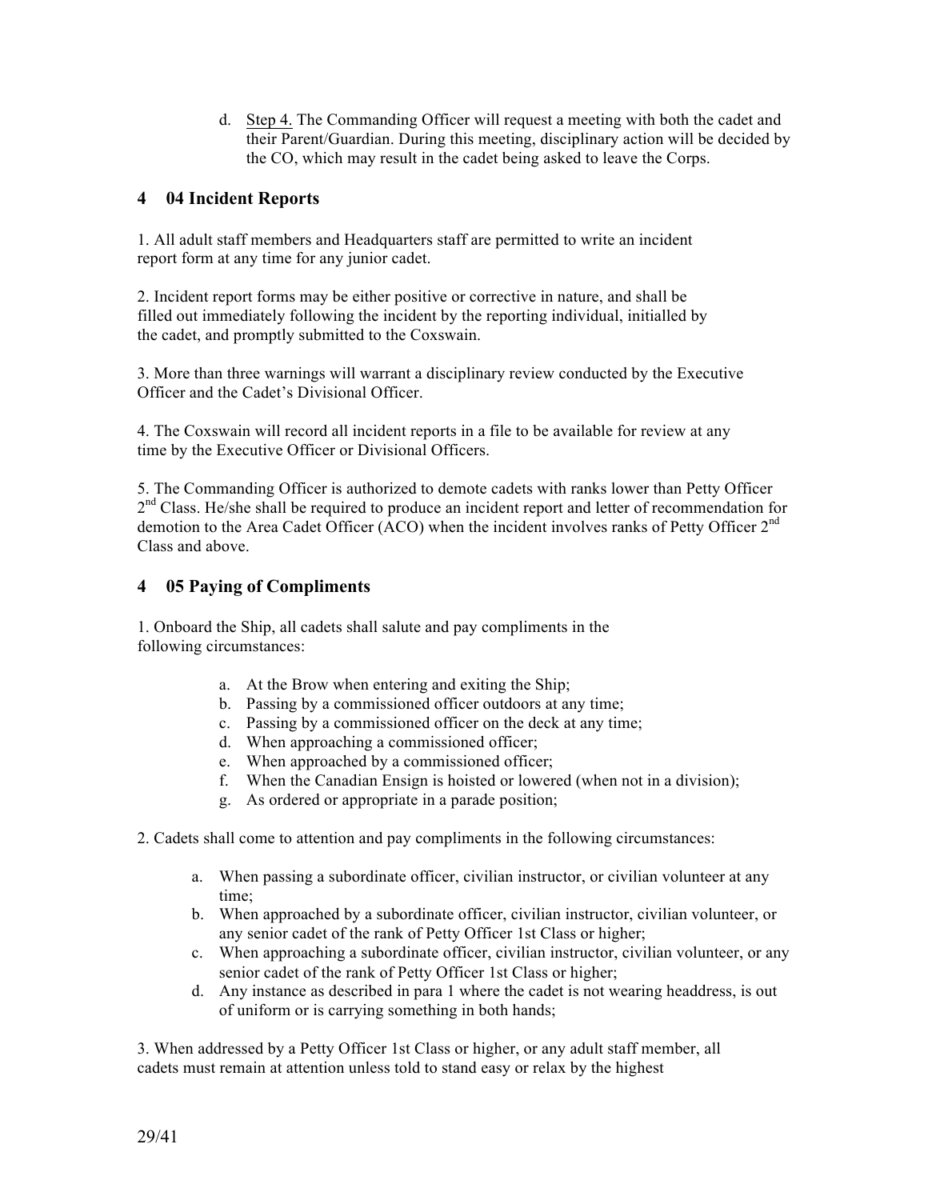d. Step 4. The Commanding Officer will request a meeting with both the cadet and their Parent/Guardian. During this meeting, disciplinary action will be decided by the CO, which may result in the cadet being asked to leave the Corps.

## 4 04 Incident Reports

1. All adult staff members and Headquarters staff are permitted to write an incident report form at any time for any junior cadet.

2. Incident report forms may be either positive or corrective in nature, and shall be filled out immediately following the incident by the reporting individual, initialled by the cadet, and promptly submitted to the Coxswain.

3. More than three warnings will warrant a disciplinary review conducted by the Executive Officer and the Cadet's Divisional Officer.

4. The Coxswain will record all incident reports in a file to be available for review at any time by the Executive Officer or Divisional Officers.

5. The Commanding Officer is authorized to demote cadets with ranks lower than Petty Officer 2nd Class. He/she shall be required to produce an incident report and letter of recommendation for demotion to the Area Cadet Officer (ACO) when the incident involves ranks of Petty Officer 2nd Class and above.

## 4 05 Paying of Compliments

1. Onboard the Ship, all cadets shall salute and pay compliments in the following circumstances:

   a. At the Brow when entering and exiting the Ship;
   b. Passing by a commissioned officer outdoors at any time;
   c. Passing by a commissioned officer on the deck at any time;
   d. When approaching a commissioned officer;
   e. When approached by a commissioned officer;
   f. When the Canadian Ensign is hoisted or lowered (when not in a division);
   g. As ordered or appropriate in a parade position;

2. Cadets shall come to attention and pay compliments in the following circumstances:

   a. When passing a subordinate officer, civilian instructor, or civilian volunteer at any time;
   b. When approached by a subordinate officer, civilian instructor, civilian volunteer, or any senior cadet of the rank of Petty Officer 1st Class or higher;
   c. When approaching a subordinate officer, civilian instructor, civilian volunteer, or any senior cadet of the rank of Petty Officer 1st Class or higher;
   d. Any instance as described in para 1 where the cadet is not wearing headdress, is out of uniform or is carrying something in both hands;

3. When addressed by a Petty Officer 1st Class or higher, or any adult staff member, all cadets must remain at attention unless told to stand easy or relax by the highest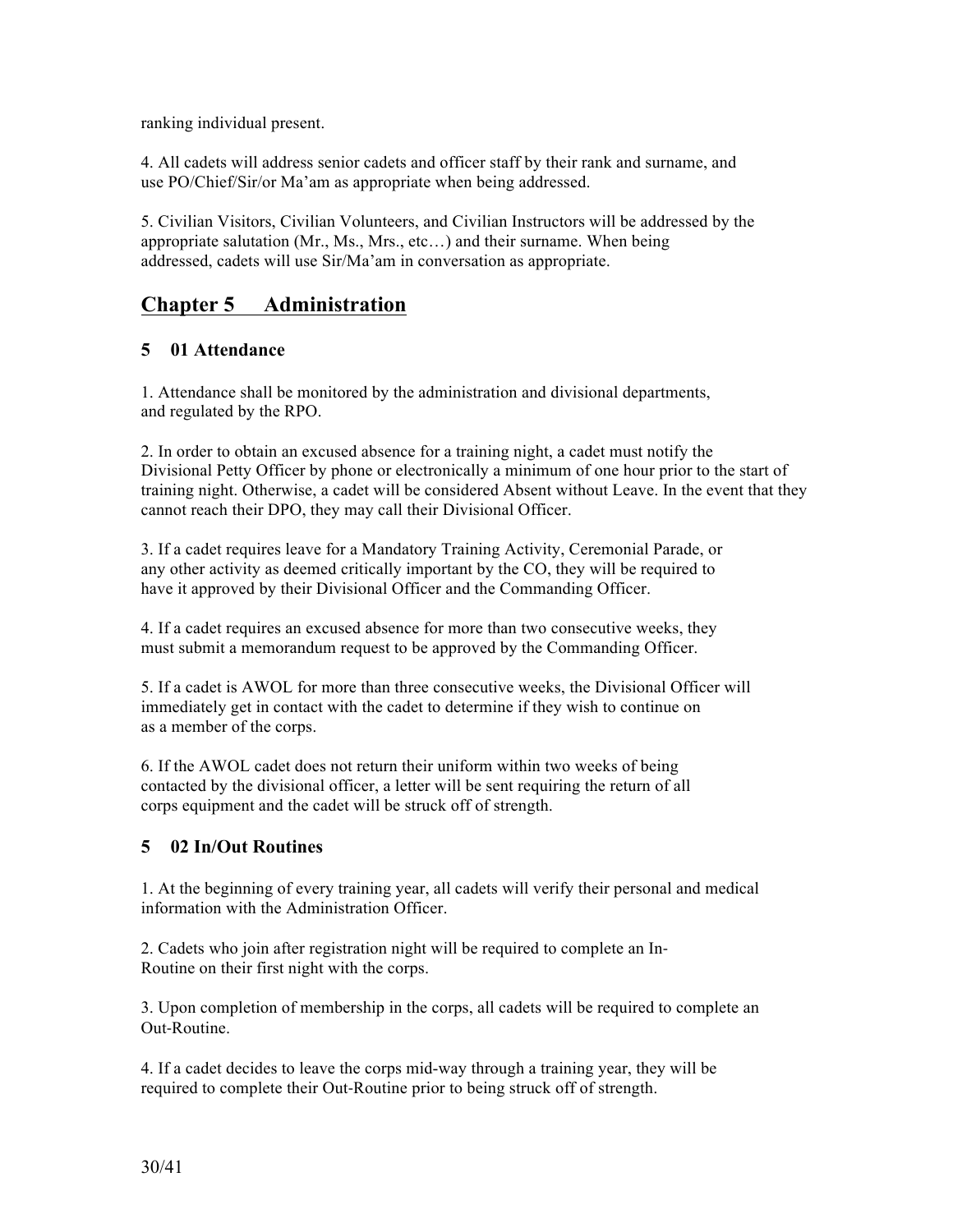ranking individual present.

4. All cadets will address senior cadets and officer staff by their rank and surname, and use PO/Chief/Sir/or Ma'am as appropriate when being addressed.

5. Civilian Visitors, Civilian Volunteers, and Civilian Instructors will be addressed by the appropriate salutation (Mr., Ms., Mrs., etc…) and their surname. When being addressed, cadets will use Sir/Ma'am in conversation as appropriate.

# Chapter 5 Administration

## 5 01 Attendance

1. Attendance shall be monitored by the administration and divisional departments, and regulated by the RPO.

2. In order to obtain an excused absence for a training night, a cadet must notify the Divisional Petty Officer by phone or electronically a minimum of one hour prior to the start of training night. Otherwise, a cadet will be considered Absent without Leave. In the event that they cannot reach their DPO, they may call their Divisional Officer.

3. If a cadet requires leave for a Mandatory Training Activity, Ceremonial Parade, or any other activity as deemed critically important by the CO, they will be required to have it approved by their Divisional Officer and the Commanding Officer.

4. If a cadet requires an excused absence for more than two consecutive weeks, they must submit a memorandum request to be approved by the Commanding Officer.

5. If a cadet is AWOL for more than three consecutive weeks, the Divisional Officer will immediately get in contact with the cadet to determine if they wish to continue on as a member of the corps.

6. If the AWOL cadet does not return their uniform within two weeks of being contacted by the divisional officer, a letter will be sent requiring the return of all corps equipment and the cadet will be struck off of strength.

## 5 02 In/Out Routines

1. At the beginning of every training year, all cadets will verify their personal and medical information with the Administration Officer.

2. Cadets who join after registration night will be required to complete an In-Routine on their first night with the corps.

3. Upon completion of membership in the corps, all cadets will be required to complete an Out-Routine.

4. If a cadet decides to leave the corps mid-way through a training year, they will be required to complete their Out-Routine prior to being struck off of strength.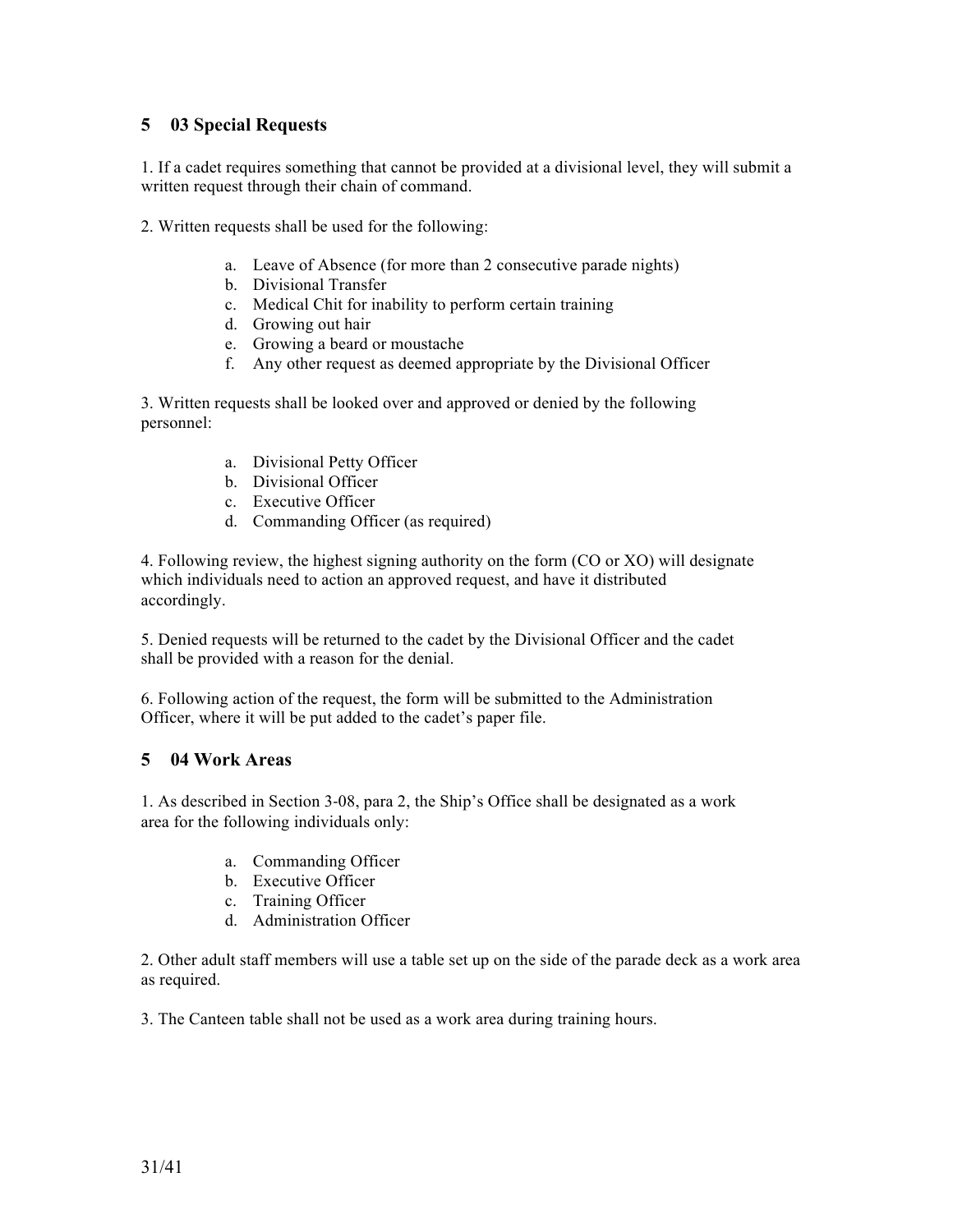## 5 03 Special Requests

1. If a cadet requires something that cannot be provided at a divisional level, they will submit a written request through their chain of command.

2. Written requests shall be used for the following:

   a. Leave of Absence (for more than 2 consecutive parade nights)
   b. Divisional Transfer
   c. Medical Chit for inability to perform certain training
   d. Growing out hair
   e. Growing a beard or moustache
   f. Any other request as deemed appropriate by the Divisional Officer

3. Written requests shall be looked over and approved or denied by the following personnel:

   a. Divisional Petty Officer
   b. Divisional Officer
   c. Executive Officer
   d. Commanding Officer (as required)

4. Following review, the highest signing authority on the form (CO or XO) will designate which individuals need to action an approved request, and have it distributed accordingly.

5. Denied requests will be returned to the cadet by the Divisional Officer and the cadet shall be provided with a reason for the denial.

6. Following action of the request, the form will be submitted to the Administration Officer, where it will be put added to the cadet's paper file.

## 5 04 Work Areas

1. As described in Section 3-08, para 2, the Ship's Office shall be designated as a work area for the following individuals only:

   a. Commanding Officer
   b. Executive Officer
   c. Training Officer
   d. Administration Officer

2. Other adult staff members will use a table set up on the side of the parade deck as a work area as required.

3. The Canteen table shall not be used as a work area during training hours.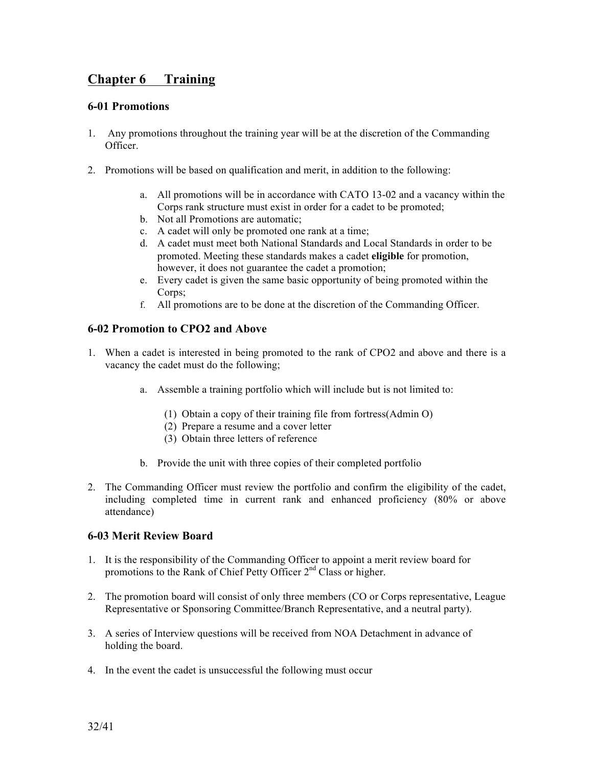# Chapter 6 Training

## 6-01 Promotions

1. Any promotions throughout the training year will be at the discretion of the Commanding Officer.

2. Promotions will be based on qualification and merit, in addition to the following:

   a. All promotions will be in accordance with CATO 13-02 and a vacancy within the Corps rank structure must exist in order for a cadet to be promoted;
   b. Not all Promotions are automatic;
   c. A cadet will only be promoted one rank at a time;
   d. A cadet must meet both National Standards and Local Standards in order to be promoted. Meeting these standards makes a cadet **eligible** for promotion, however, it does not guarantee the cadet a promotion;
   e. Every cadet is given the same basic opportunity of being promoted within the Corps;
   f. All promotions are to be done at the discretion of the Commanding Officer.

## 6-02 Promotion to CPO2 and Above

1. When a cadet is interested in being promoted to the rank of CPO2 and above and there is a vacancy the cadet must do the following;

   a. Assemble a training portfolio which will include but is not limited to:

      (1) Obtain a copy of their training file from fortress(Admin O)
      (2) Prepare a resume and a cover letter
      (3) Obtain three letters of reference

   b. Provide the unit with three copies of their completed portfolio

2. The Commanding Officer must review the portfolio and confirm the eligibility of the cadet, including completed time in current rank and enhanced proficiency (80% or above attendance)

## 6-03 Merit Review Board

1. It is the responsibility of the Commanding Officer to appoint a merit review board for promotions to the Rank of Chief Petty Officer 2nd Class or higher.

2. The promotion board will consist of only three members (CO or Corps representative, League Representative or Sponsoring Committee/Branch Representative, and a neutral party).

3. A series of Interview questions will be received from NOA Detachment in advance of holding the board.

4. In the event the cadet is unsuccessful the following must occur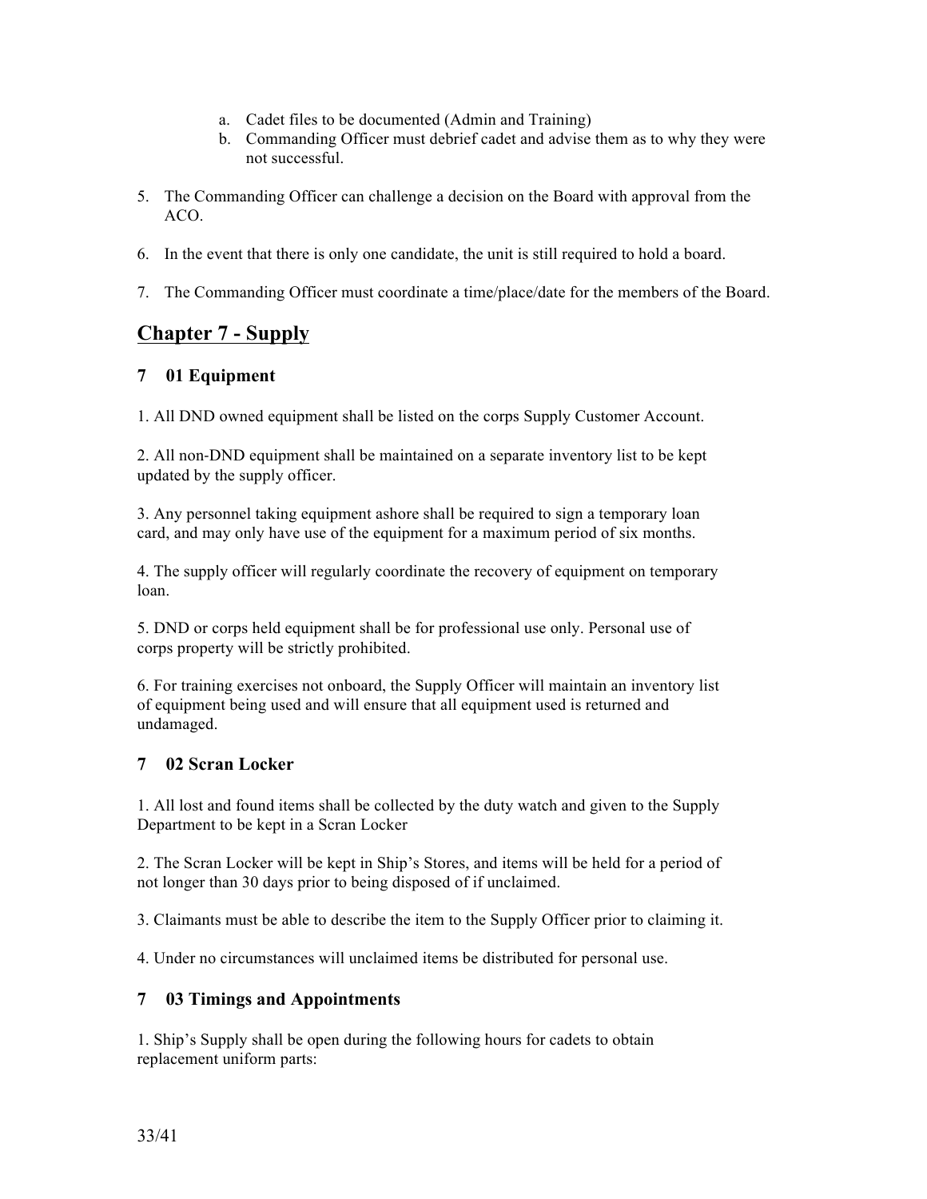a. Cadet files to be documented (Admin and Training)
b. Commanding Officer must debrief cadet and advise them as to why they were not successful.

5. The Commanding Officer can challenge a decision on the Board with approval from the ACO.

6. In the event that there is only one candidate, the unit is still required to hold a board.

7. The Commanding Officer must coordinate a time/place/date for the members of the Board.

## Chapter 7 - Supply

### 7 01 Equipment

1. All DND owned equipment shall be listed on the corps Supply Customer Account.

2. All non-DND equipment shall be maintained on a separate inventory list to be kept updated by the supply officer.

3. Any personnel taking equipment ashore shall be required to sign a temporary loan card, and may only have use of the equipment for a maximum period of six months.

4. The supply officer will regularly coordinate the recovery of equipment on temporary loan.

5. DND or corps held equipment shall be for professional use only. Personal use of corps property will be strictly prohibited.

6. For training exercises not onboard, the Supply Officer will maintain an inventory list of equipment being used and will ensure that all equipment used is returned and undamaged.

### 7 02 Scran Locker

1. All lost and found items shall be collected by the duty watch and given to the Supply Department to be kept in a Scran Locker

2. The Scran Locker will be kept in Ship's Stores, and items will be held for a period of not longer than 30 days prior to being disposed of if unclaimed.

3. Claimants must be able to describe the item to the Supply Officer prior to claiming it.

4. Under no circumstances will unclaimed items be distributed for personal use.

### 7 03 Timings and Appointments

1. Ship's Supply shall be open during the following hours for cadets to obtain replacement uniform parts: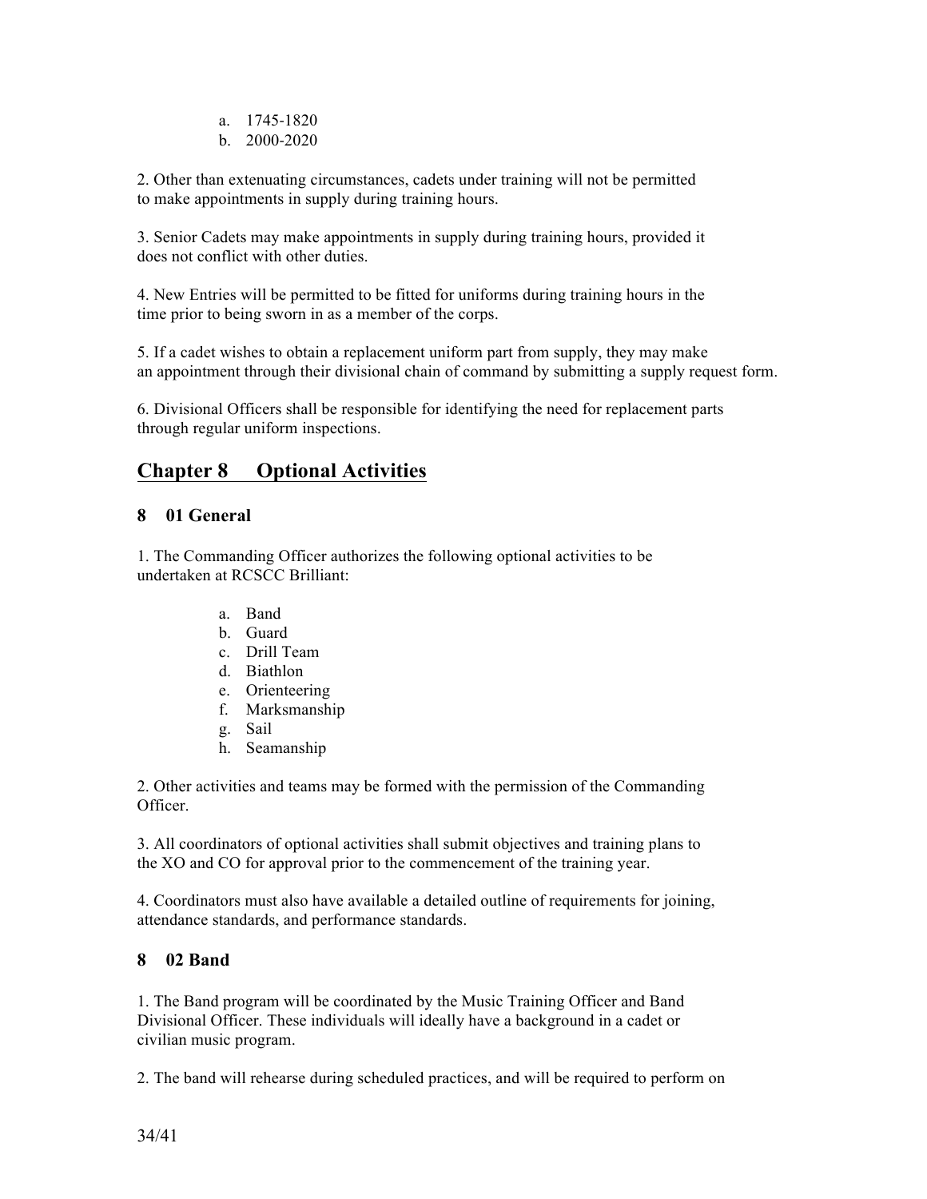a. 1745-1820
b. 2000-2020

2. Other than extenuating circumstances, cadets under training will not be permitted to make appointments in supply during training hours.

3. Senior Cadets may make appointments in supply during training hours, provided it does not conflict with other duties.

4. New Entries will be permitted to be fitted for uniforms during training hours in the time prior to being sworn in as a member of the corps.

5. If a cadet wishes to obtain a replacement uniform part from supply, they may make an appointment through their divisional chain of command by submitting a supply request form.

6. Divisional Officers shall be responsible for identifying the need for replacement parts through regular uniform inspections.

## Chapter 8 Optional Activities

### 8 01 General

1. The Commanding Officer authorizes the following optional activities to be undertaken at RCSCC Brilliant:

a. Band
b. Guard
c. Drill Team
d. Biathlon
e. Orienteering
f. Marksmanship
g. Sail
h. Seamanship

2. Other activities and teams may be formed with the permission of the Commanding Officer.

3. All coordinators of optional activities shall submit objectives and training plans to the XO and CO for approval prior to the commencement of the training year.

4. Coordinators must also have available a detailed outline of requirements for joining, attendance standards, and performance standards.

### 8 02 Band

1. The Band program will be coordinated by the Music Training Officer and Band Divisional Officer. These individuals will ideally have a background in a cadet or civilian music program.

2. The band will rehearse during scheduled practices, and will be required to perform on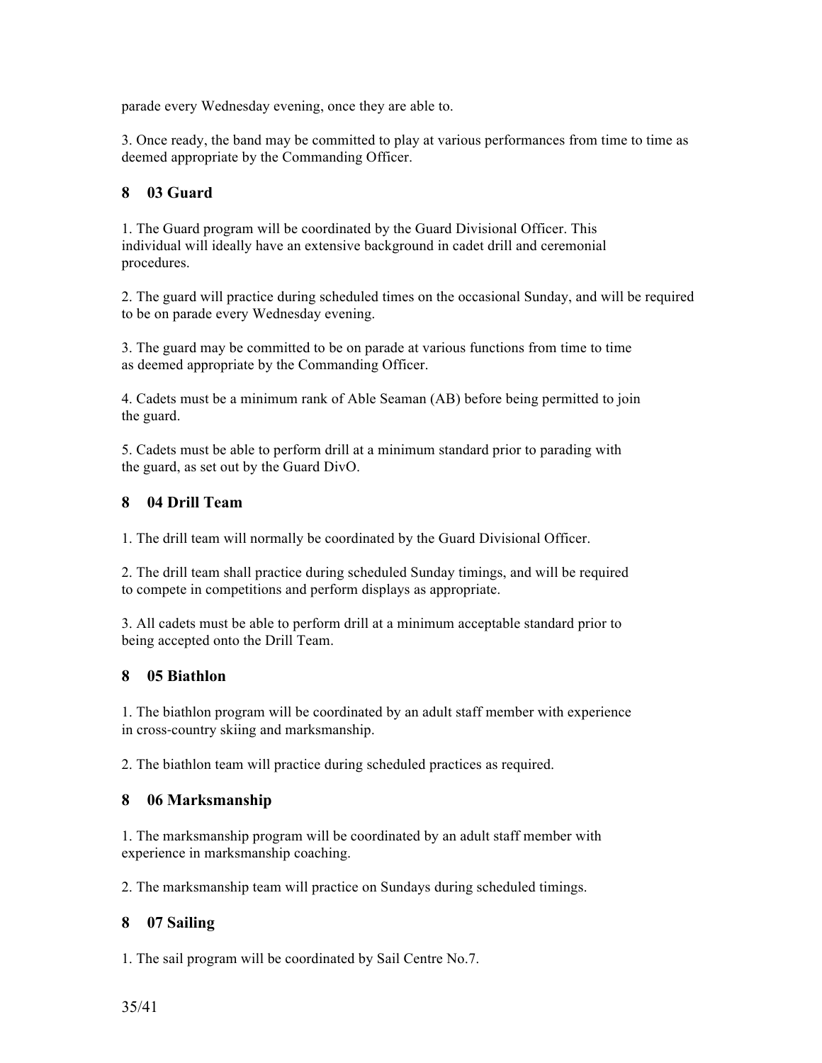parade every Wednesday evening, once they are able to.

3. Once ready, the band may be committed to play at various performances from time to time as deemed appropriate by the Commanding Officer.

## 8 03 Guard

1. The Guard program will be coordinated by the Guard Divisional Officer. This individual will ideally have an extensive background in cadet drill and ceremonial procedures.

2. The guard will practice during scheduled times on the occasional Sunday, and will be required to be on parade every Wednesday evening.

3. The guard may be committed to be on parade at various functions from time to time as deemed appropriate by the Commanding Officer.

4. Cadets must be a minimum rank of Able Seaman (AB) before being permitted to join the guard.

5. Cadets must be able to perform drill at a minimum standard prior to parading with the guard, as set out by the Guard DivO.

## 8 04 Drill Team

1. The drill team will normally be coordinated by the Guard Divisional Officer.

2. The drill team shall practice during scheduled Sunday timings, and will be required to compete in competitions and perform displays as appropriate.

3. All cadets must be able to perform drill at a minimum acceptable standard prior to being accepted onto the Drill Team.

## 8 05 Biathlon

1. The biathlon program will be coordinated by an adult staff member with experience in cross-country skiing and marksmanship.

2. The biathlon team will practice during scheduled practices as required.

## 8 06 Marksmanship

1. The marksmanship program will be coordinated by an adult staff member with experience in marksmanship coaching.

2. The marksmanship team will practice on Sundays during scheduled timings.

## 8 07 Sailing

1. The sail program will be coordinated by Sail Centre No.7.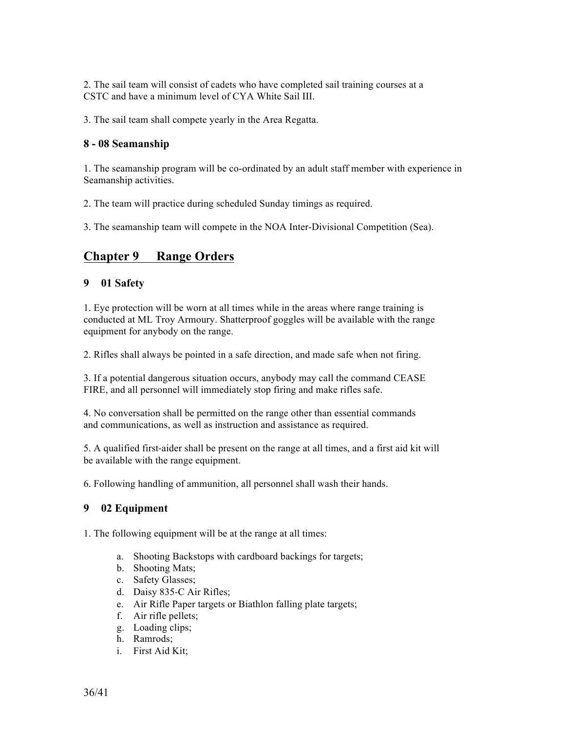2. The sail team will consist of cadets who have completed sail training courses at a CSTC and have a minimum level of CYA White Sail III.

3. The sail team shall compete yearly in the Area Regatta.

### 8 - 08 Seamanship

1. The seamanship program will be co-ordinated by an adult staff member with experience in Seamanship activities.

2. The team will practice during scheduled Sunday timings as required.

3. The seamanship team will compete in the NOA Inter-Divisional Competition (Sea).

## Chapter 9 Range Orders

### 9 01 Safety

1. Eye protection will be worn at all times while in the areas where range training is conducted at ML Troy Armoury. Shatterproof goggles will be available with the range equipment for anybody on the range.

2. Rifles shall always be pointed in a safe direction, and made safe when not firing.

3. If a potential dangerous situation occurs, anybody may call the command CEASE FIRE, and all personnel will immediately stop firing and make rifles safe.

4. No conversation shall be permitted on the range other than essential commands and communications, as well as instruction and assistance as required.

5. A qualified first-aider shall be present on the range at all times, and a first aid kit will be available with the range equipment.

6. Following handling of ammunition, all personnel shall wash their hands.

### 9 02 Equipment

1. The following equipment will be at the range at all times:

   a. Shooting Backstops with cardboard backings for targets;
   b. Shooting Mats;
   c. Safety Glasses;
   d. Daisy 835-C Air Rifles;
   e. Air Rifle Paper targets or Biathlon falling plate targets;
   f. Air rifle pellets;
   g. Loading clips;
   h. Ramrods;
   i. First Aid Kit;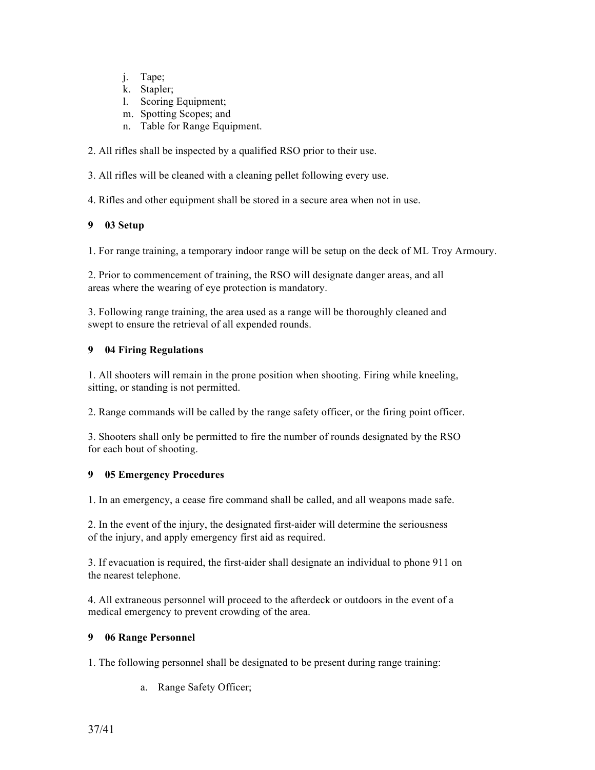j. Tape;
k. Stapler;
l. Scoring Equipment;
m. Spotting Scopes; and
n. Table for Range Equipment.

2. All rifles shall be inspected by a qualified RSO prior to their use.

3. All rifles will be cleaned with a cleaning pellet following every use.

4. Rifles and other equipment shall be stored in a secure area when not in use.

### 9 03 Setup

1. For range training, a temporary indoor range will be setup on the deck of ML Troy Armoury.

2. Prior to commencement of training, the RSO will designate danger areas, and all areas where the wearing of eye protection is mandatory.

3. Following range training, the area used as a range will be thoroughly cleaned and swept to ensure the retrieval of all expended rounds.

### 9 04 Firing Regulations

1. All shooters will remain in the prone position when shooting. Firing while kneeling, sitting, or standing is not permitted.

2. Range commands will be called by the range safety officer, or the firing point officer.

3. Shooters shall only be permitted to fire the number of rounds designated by the RSO for each bout of shooting.

### 9 05 Emergency Procedures

1. In an emergency, a cease fire command shall be called, and all weapons made safe.

2. In the event of the injury, the designated first-aider will determine the seriousness of the injury, and apply emergency first aid as required.

3. If evacuation is required, the first-aider shall designate an individual to phone 911 on the nearest telephone.

4. All extraneous personnel will proceed to the afterdeck or outdoors in the event of a medical emergency to prevent crowding of the area.

### 9 06 Range Personnel

1. The following personnel shall be designated to be present during range training:

   a. Range Safety Officer;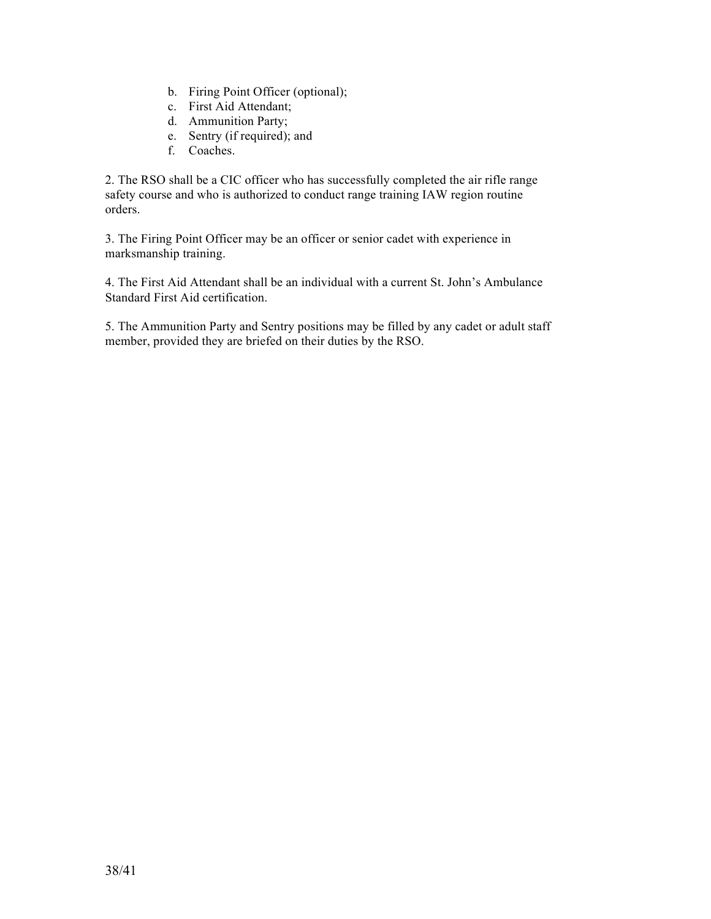b. Firing Point Officer (optional);
c. First Aid Attendant;
d. Ammunition Party;
e. Sentry (if required); and
f. Coaches.

2. The RSO shall be a CIC officer who has successfully completed the air rifle range safety course and who is authorized to conduct range training IAW region routine orders.

3. The Firing Point Officer may be an officer or senior cadet with experience in marksmanship training.

4. The First Aid Attendant shall be an individual with a current St. John's Ambulance Standard First Aid certification.

5. The Ammunition Party and Sentry positions may be filled by any cadet or adult staff member, provided they are briefed on their duties by the RSO.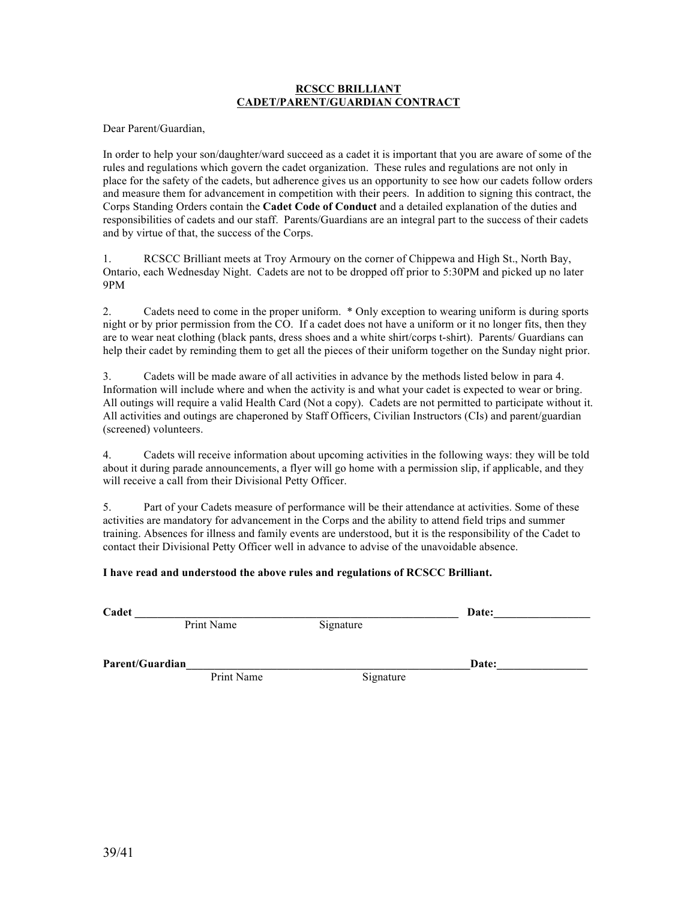**RCSCC BRILLIANT**
**CADET/PARENT/GUARDIAN CONTRACT**

Dear Parent/Guardian,

In order to help your son/daughter/ward succeed as a cadet it is important that you are aware of some of the rules and regulations which govern the cadet organization. These rules and regulations are not only in place for the safety of the cadets, but adherence gives us an opportunity to see how our cadets follow orders and measure them for advancement in competition with their peers. In addition to signing this contract, the Corps Standing Orders contain the **Cadet Code of Conduct** and a detailed explanation of the duties and responsibilities of cadets and our staff. Parents/Guardians are an integral part to the success of their cadets and by virtue of that, the success of the Corps.

1. RCSCC Brilliant meets at Troy Armoury on the corner of Chippewa and High St., North Bay, Ontario, each Wednesday Night. Cadets are not to be dropped off prior to 5:30PM and picked up no later 9PM

2. Cadets need to come in the proper uniform. * Only exception to wearing uniform is during sports night or by prior permission from the CO. If a cadet does not have a uniform or it no longer fits, then they are to wear neat clothing (black pants, dress shoes and a white shirt/corps t-shirt). Parents/ Guardians can help their cadet by reminding them to get all the pieces of their uniform together on the Sunday night prior.

3. Cadets will be made aware of all activities in advance by the methods listed below in para 4. Information will include where and when the activity is and what your cadet is expected to wear or bring. All outings will require a valid Health Card (Not a copy). Cadets are not permitted to participate without it. All activities and outings are chaperoned by Staff Officers, Civilian Instructors (CIs) and parent/guardian (screened) volunteers.

4. Cadets will receive information about upcoming activities in the following ways: they will be told about it during parade announcements, a flyer will go home with a permission slip, if applicable, and they will receive a call from their Divisional Petty Officer.

5. Part of your Cadets measure of performance will be their attendance at activities. Some of these activities are mandatory for advancement in the Corps and the ability to attend field trips and summer training. Absences for illness and family events are understood, but it is the responsibility of the Cadet to contact their Divisional Petty Officer well in advance to advise of the unavoidable absence.

**I have read and understood the above rules and regulations of RCSCC Brilliant.**

**Cadet** ____________________________________________ **Date:**_______________
Print Name Signature

**Parent/Guardian**______________________________________ **Date:**_______________
Print Name Signature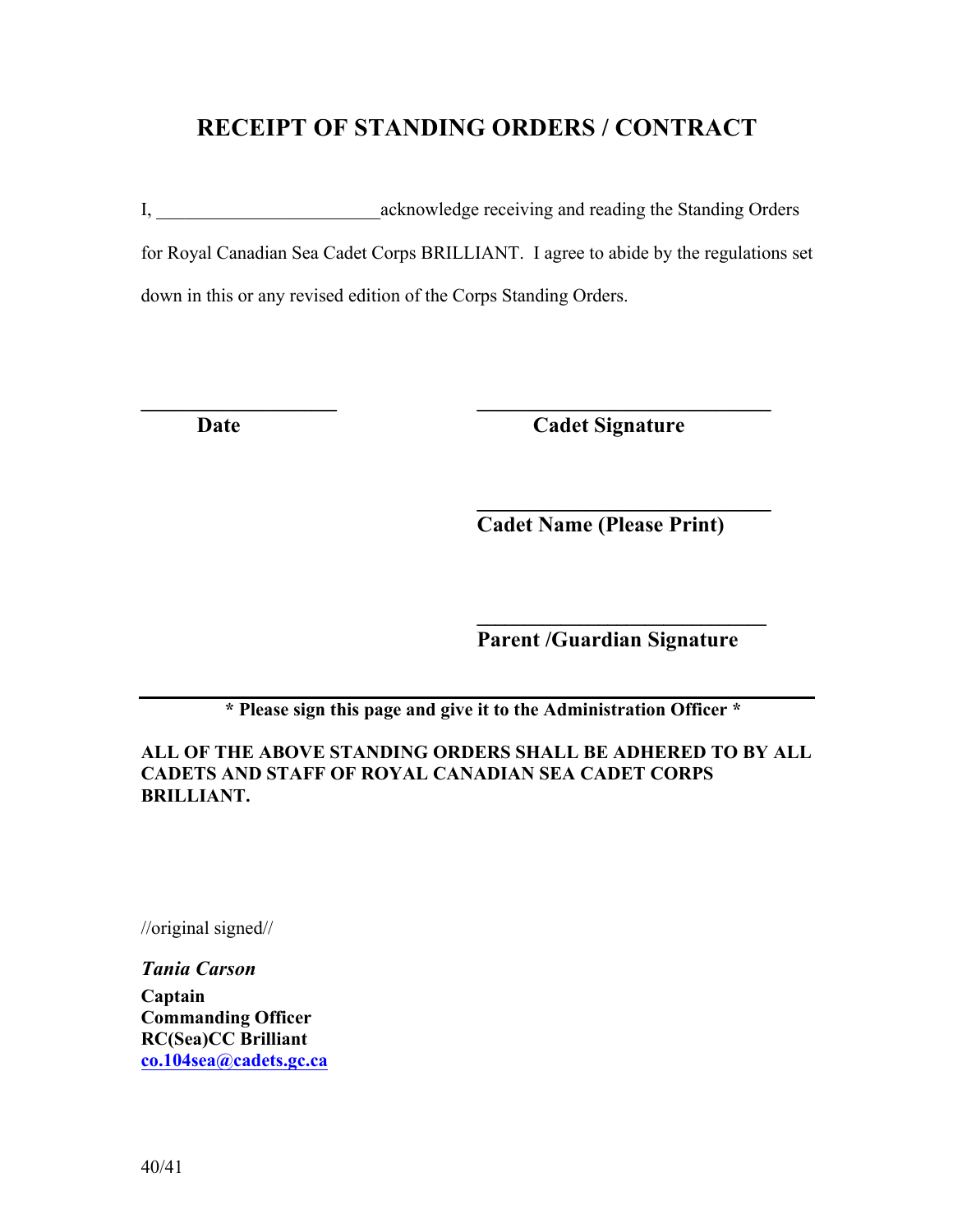# RECEIPT OF STANDING ORDERS / CONTRACT

I, ________________________ acknowledge receiving and reading the Standing Orders for Royal Canadian Sea Cadet Corps BRILLIANT. I agree to abide by the regulations set down in this or any revised edition of the Corps Standing Orders.

____________________ **Date**

____________________________ **Cadet Signature**

____________________________ **Cadet Name (Please Print)**

____________________________ **Parent /Guardian Signature**

---

**\* Please sign this page and give it to the Administration Officer \***

**ALL OF THE ABOVE STANDING ORDERS SHALL BE ADHERED TO BY ALL CADETS AND STAFF OF ROYAL CANADIAN SEA CADET CORPS BRILLIANT.**

//original signed//

***Tania Carson***
**Captain**
**Commanding Officer**
**RC(Sea)CC Brilliant**
**co.104sea@cadets.gc.ca**